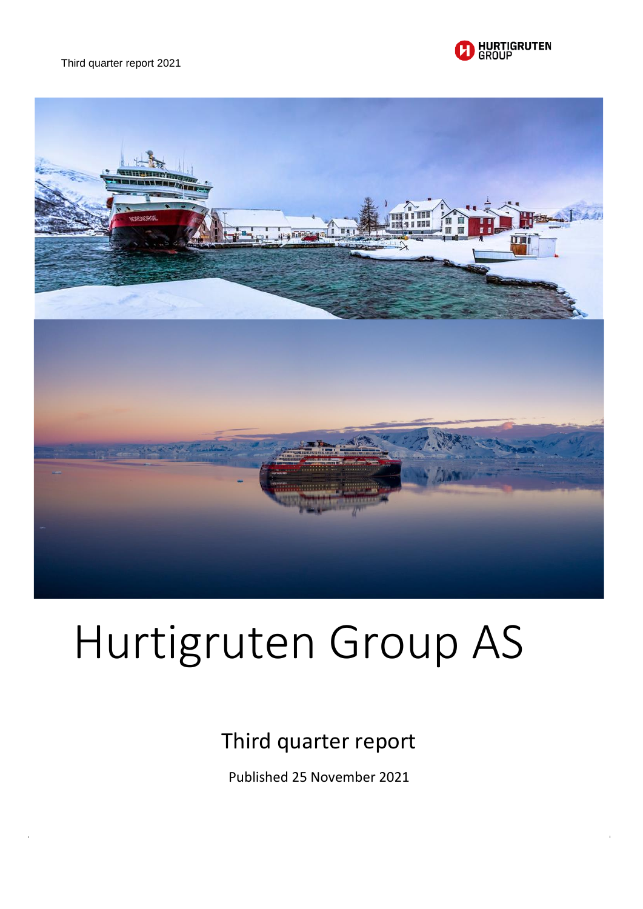# Hurtigruten Group AS

## Third quarter report

Published 25 November 2021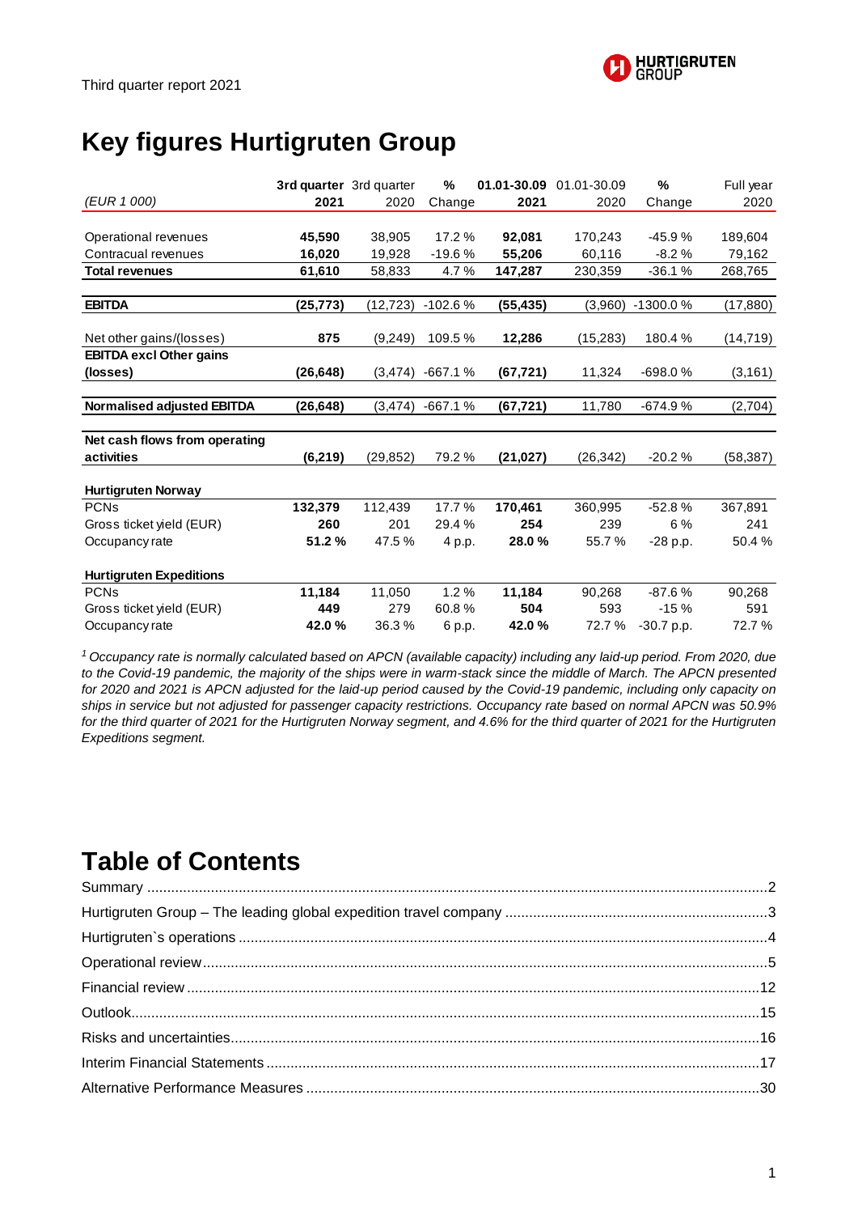# Key figures Hurtigruten Group

| (EUR 1 000) | 3rd quarter 2021 | 3rd quarter 2020 | % Change | 01.01-30.09 2021 | 01.01-30.09 2020 | % Change | Full year 2020 |
|---|---|---|---|---|---|---|---|
| Operational revenues | **45,590** | 38,905 | 17.2 % | **92,081** | 170,243 | -45.9 % | 189,604 |
| Contracual revenues | **16,020** | 19,928 | -19.6 % | **55,206** | 60,116 | -8.2 % | 79,162 |
| **Total revenues** | **61,610** | 58,833 | 4.7 % | **147,287** | 230,359 | -36.1 % | 268,765 |
| **EBITDA** | **(25,773)** | (12,723) | -102.6 % | **(55,435)** | (3,960) | -1300.0 % | (17,880) |
| Net other gains/(losses) | **875** | (9,249) | 109.5 % | **12,286** | (15,283) | 180.4 % | (14,719) |
| **EBITDA excl Other gains (losses)** | **(26,648)** | (3,474) | -667.1 % | **(67,721)** | 11,324 | -698.0 % | (3,161) |
| **Normalised adjusted EBITDA** | **(26,648)** | (3,474) | -667.1 % | **(67,721)** | 11,780 | -674.9 % | (2,704) |
| **Net cash flows from operating activities** | **(6,219)** | (29,852) | 79.2 % | **(21,027)** | (26,342) | -20.2 % | (58,387) |
| **Hurtigruten Norway** | | | | | | | |
| PCNs | **132,379** | 112,439 | 17.7 % | **170,461** | 360,995 | -52.8 % | 367,891 |
| Gross ticket yield (EUR) | **260** | 201 | 29.4 % | **254** | 239 | 6 % | 241 |
| Occupancy rate | **51.2 %** | 47.5 % | 4 p.p. | **28.0 %** | 55.7 % | -28 p.p. | 50.4 % |
| **Hurtigruten Expeditions** | | | | | | | |
| PCNs | **11,184** | 11,050 | 1.2 % | **11,184** | 90,268 | -87.6 % | 90,268 |
| Gross ticket yield (EUR) | **449** | 279 | 60.8 % | **504** | 593 | -15 % | 591 |
| Occupancy rate | **42.0 %** | 36.3 % | 6 p.p. | **42.0 %** | 72.7 % | -30.7 p.p. | 72.7 % |

*[1] Occupancy rate is normally calculated based on APCN (available capacity) including any laid-up period. From 2020, due to the Covid-19 pandemic, the majority of the ships were in warm-stack since the middle of March. The APCN presented for 2020 and 2021 is APCN adjusted for the laid-up period caused by the Covid-19 pandemic, including only capacity on ships in service but not adjusted for passenger capacity restrictions. Occupancy rate based on normal APCN was 50.9% for the third quarter of 2021 for the Hurtigruten Norway segment, and 4.6% for the third quarter of 2021 for the Hurtigruten Expeditions segment.*

# Table of Contents

Summary ....................................................................................................2
Hurtigruten Group – The leading global expedition travel company ..............3
Hurtigruten`s operations ..............................................................................4
Operational review.......................................................................................5
Financial review .........................................................................................12
Outlook.......................................................................................................15
Risks and uncertainties...............................................................................16
Interim Financial Statements .....................................................................17
Alternative Performance Measures ............................................................30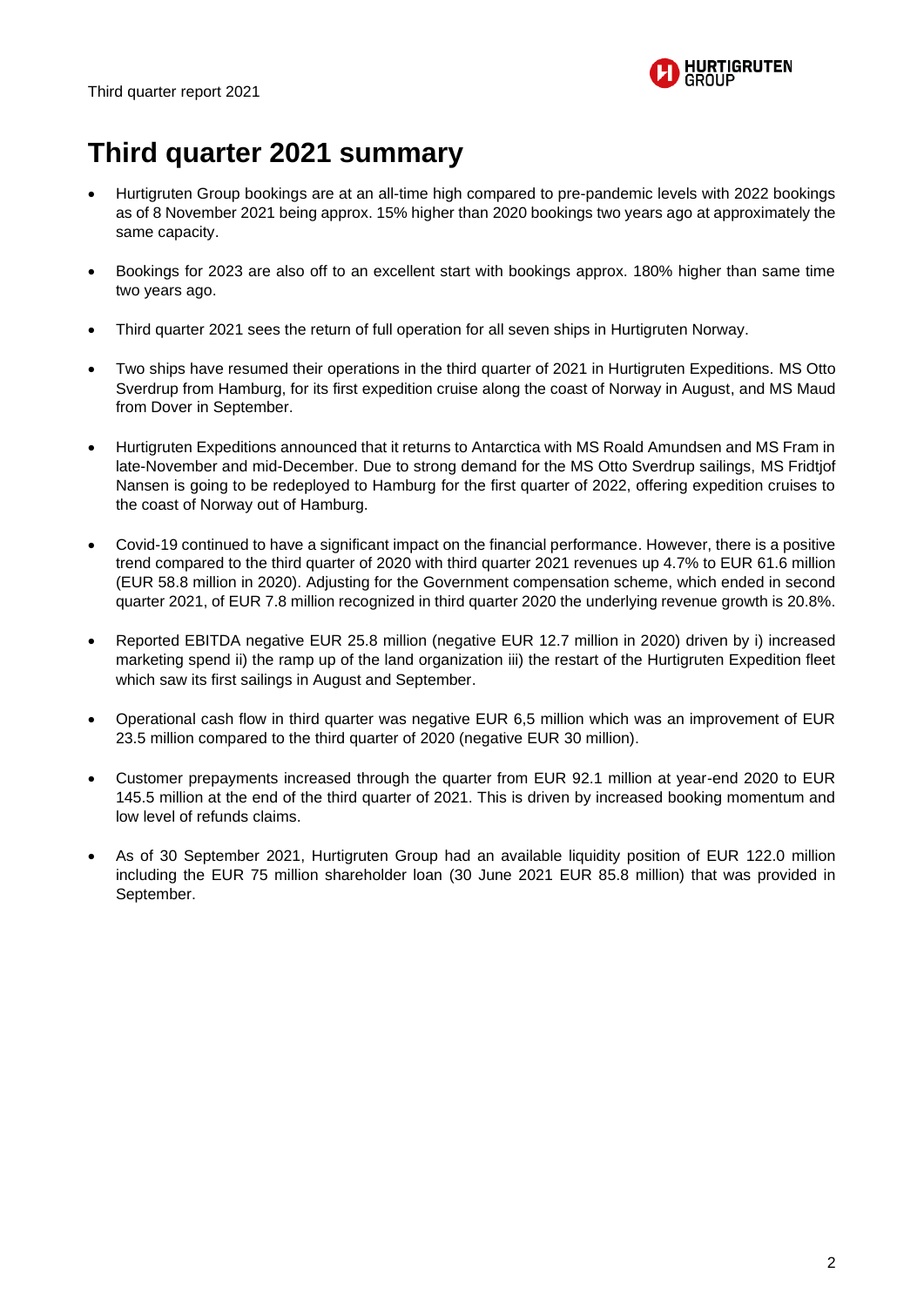# Third quarter 2021 summary

- Hurtigruten Group bookings are at an all-time high compared to pre-pandemic levels with 2022 bookings as of 8 November 2021 being approx. 15% higher than 2020 bookings two years ago at approximately the same capacity.
- Bookings for 2023 are also off to an excellent start with bookings approx. 180% higher than same time two years ago.
- Third quarter 2021 sees the return of full operation for all seven ships in Hurtigruten Norway.
- Two ships have resumed their operations in the third quarter of 2021 in Hurtigruten Expeditions. MS Otto Sverdrup from Hamburg, for its first expedition cruise along the coast of Norway in August, and MS Maud from Dover in September.
- Hurtigruten Expeditions announced that it returns to Antarctica with MS Roald Amundsen and MS Fram in late-November and mid-December. Due to strong demand for the MS Otto Sverdrup sailings, MS Fridtjof Nansen is going to be redeployed to Hamburg for the first quarter of 2022, offering expedition cruises to the coast of Norway out of Hamburg.
- Covid-19 continued to have a significant impact on the financial performance. However, there is a positive trend compared to the third quarter of 2020 with third quarter 2021 revenues up 4.7% to EUR 61.6 million (EUR 58.8 million in 2020). Adjusting for the Government compensation scheme, which ended in second quarter 2021, of EUR 7.8 million recognized in third quarter 2020 the underlying revenue growth is 20.8%.
- Reported EBITDA negative EUR 25.8 million (negative EUR 12.7 million in 2020) driven by i) increased marketing spend ii) the ramp up of the land organization iii) the restart of the Hurtigruten Expedition fleet which saw its first sailings in August and September.
- Operational cash flow in third quarter was negative EUR 6,5 million which was an improvement of EUR 23.5 million compared to the third quarter of 2020 (negative EUR 30 million).
- Customer prepayments increased through the quarter from EUR 92.1 million at year-end 2020 to EUR 145.5 million at the end of the third quarter of 2021. This is driven by increased booking momentum and low level of refunds claims.
- As of 30 September 2021, Hurtigruten Group had an available liquidity position of EUR 122.0 million including the EUR 75 million shareholder loan (30 June 2021 EUR 85.8 million) that was provided in September.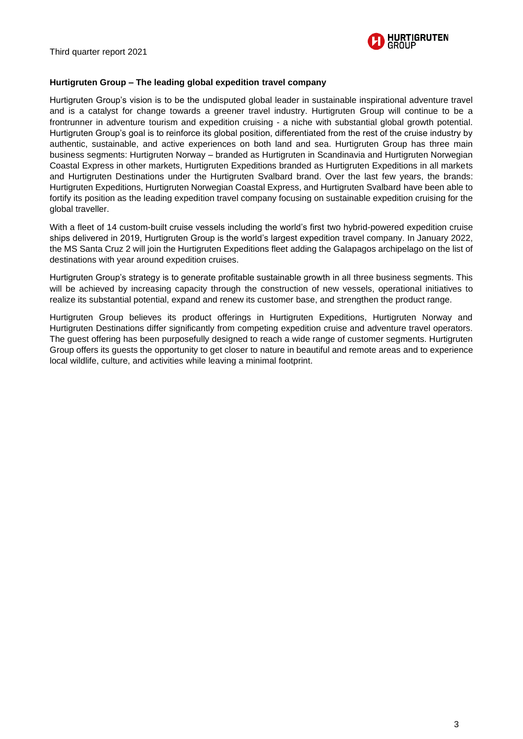**Hurtigruten Group – The leading global expedition travel company**

Hurtigruten Group's vision is to be the undisputed global leader in sustainable inspirational adventure travel and is a catalyst for change towards a greener travel industry. Hurtigruten Group will continue to be a frontrunner in adventure tourism and expedition cruising - a niche with substantial global growth potential. Hurtigruten Group's goal is to reinforce its global position, differentiated from the rest of the cruise industry by authentic, sustainable, and active experiences on both land and sea. Hurtigruten Group has three main business segments: Hurtigruten Norway – branded as Hurtigruten in Scandinavia and Hurtigruten Norwegian Coastal Express in other markets, Hurtigruten Expeditions branded as Hurtigruten Expeditions in all markets and Hurtigruten Destinations under the Hurtigruten Svalbard brand. Over the last few years, the brands: Hurtigruten Expeditions, Hurtigruten Norwegian Coastal Express, and Hurtigruten Svalbard have been able to fortify its position as the leading expedition travel company focusing on sustainable expedition cruising for the global traveller.

With a fleet of 14 custom-built cruise vessels including the world's first two hybrid-powered expedition cruise ships delivered in 2019, Hurtigruten Group is the world's largest expedition travel company. In January 2022, the MS Santa Cruz 2 will join the Hurtigruten Expeditions fleet adding the Galapagos archipelago on the list of destinations with year around expedition cruises.

Hurtigruten Group's strategy is to generate profitable sustainable growth in all three business segments. This will be achieved by increasing capacity through the construction of new vessels, operational initiatives to realize its substantial potential, expand and renew its customer base, and strengthen the product range.

Hurtigruten Group believes its product offerings in Hurtigruten Expeditions, Hurtigruten Norway and Hurtigruten Destinations differ significantly from competing expedition cruise and adventure travel operators. The guest offering has been purposefully designed to reach a wide range of customer segments. Hurtigruten Group offers its guests the opportunity to get closer to nature in beautiful and remote areas and to experience local wildlife, culture, and activities while leaving a minimal footprint.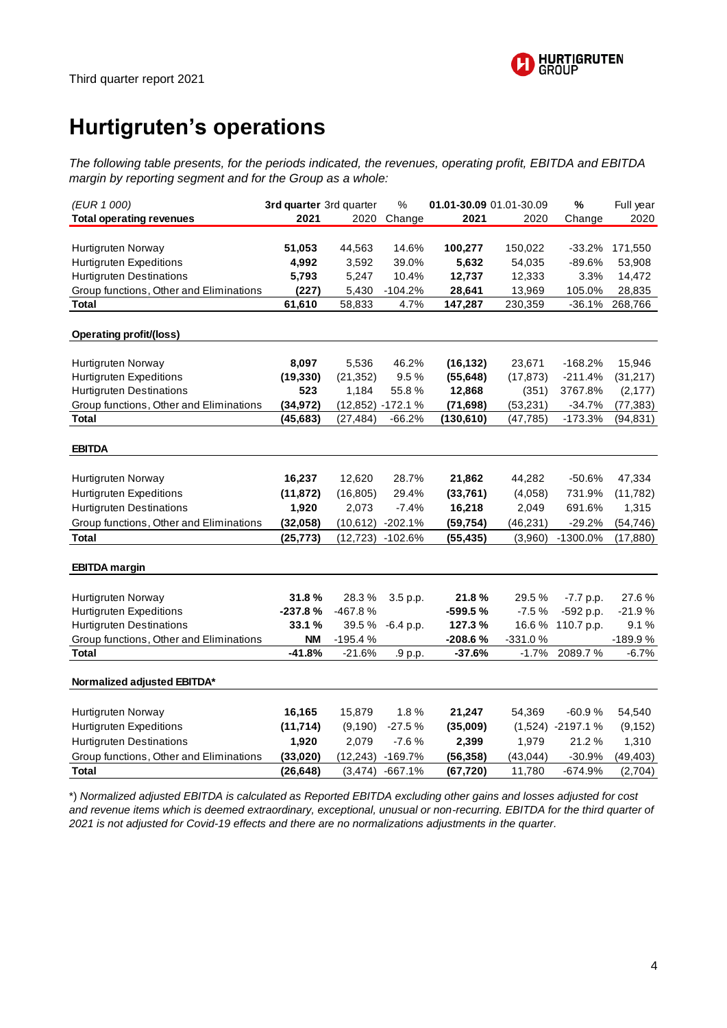# Hurtigruten's operations

*The following table presents, for the periods indicated, the revenues, operating profit, EBITDA and EBITDA margin by reporting segment and for the Group as a whole:*

| *(EUR 1 000)* | **3rd quarter** | 3rd quarter | % | **01.01-30.09** | 01.01-30.09 | **%** | Full year |
|---|---|---|---|---|---|---|---|
| **Total operating revenues** | **2021** | 2020 | Change | **2021** | 2020 | Change | 2020 |
| Hurtigruten Norway | **51,053** | 44,563 | 14.6% | **100,277** | 150,022 | -33.2% | 171,550 |
| Hurtigruten Expeditions | **4,992** | 3,592 | 39.0% | **5,632** | 54,035 | -89.6% | 53,908 |
| Hurtigruten Destinations | **5,793** | 5,247 | 10.4% | **12,737** | 12,333 | 3.3% | 14,472 |
| Group functions, Other and Eliminations | **(227)** | 5,430 | -104.2% | **28,641** | 13,969 | 105.0% | 28,835 |
| **Total** | **61,610** | 58,833 | 4.7% | **147,287** | 230,359 | -36.1% | 268,766 |
| **Operating profit/(loss)** | | | | | | | |
| Hurtigruten Norway | **8,097** | 5,536 | 46.2% | **(16,132)** | 23,671 | -168.2% | 15,946 |
| Hurtigruten Expeditions | **(19,330)** | (21,352) | 9.5 % | **(55,648)** | (17,873) | -211.4% | (31,217) |
| Hurtigruten Destinations | **523** | 1,184 | 55.8 % | **12,868** | (351) | 3767.8% | (2,177) |
| Group functions, Other and Eliminations | **(34,972)** | (12,852) | -172.1 % | **(71,698)** | (53,231) | -34.7% | (77,383) |
| **Total** | **(45,683)** | (27,484) | -66.2% | **(130,610)** | (47,785) | -173.3% | (94,831) |
| **EBITDA** | | | | | | | |
| Hurtigruten Norway | **16,237** | 12,620 | 28.7% | **21,862** | 44,282 | -50.6% | 47,334 |
| Hurtigruten Expeditions | **(11,872)** | (16,805) | 29.4% | **(33,761)** | (4,058) | 731.9% | (11,782) |
| Hurtigruten Destinations | **1,920** | 2,073 | -7.4% | **16,218** | 2,049 | 691.6% | 1,315 |
| Group functions, Other and Eliminations | **(32,058)** | (10,612) | -202.1% | **(59,754)** | (46,231) | -29.2% | (54,746) |
| **Total** | **(25,773)** | (12,723) | -102.6% | **(55,435)** | (3,960) | -1300.0% | (17,880) |
| **EBITDA margin** | | | | | | | |
| Hurtigruten Norway | **31.8 %** | 28.3 % | 3.5 p.p. | **21.8 %** | 29.5 % | -7.7 p.p. | 27.6 % |
| Hurtigruten Expeditions | **-237.8 %** | -467.8 % | | **-599.5 %** | -7.5 % | -592 p.p. | -21.9 % |
| Hurtigruten Destinations | **33.1 %** | 39.5 % | -6.4 p.p. | **127.3 %** | 16.6 % | 110.7 p.p. | 9.1 % |
| Group functions, Other and Eliminations | **NM** | -195.4 % | | **-208.6 %** | -331.0 % | | -189.9 % |
| **Total** | **-41.8%** | -21.6% | .9 p.p. | **-37.6%** | -1.7% | 2089.7 % | -6.7% |
| **Normalized adjusted EBITDA*** | | | | | | | |
| Hurtigruten Norway | **16,165** | 15,879 | 1.8 % | **21,247** | 54,369 | -60.9 % | 54,540 |
| Hurtigruten Expeditions | **(11,714)** | (9,190) | -27.5 % | **(35,009)** | (1,524) | -2197.1 % | (9,152) |
| Hurtigruten Destinations | **1,920** | 2,079 | -7.6 % | **2,399** | 1,979 | 21.2 % | 1,310 |
| Group functions, Other and Eliminations | **(33,020)** | (12,243) | -169.7% | **(56,358)** | (43,044) | -30.9% | (49,403) |
| **Total** | **(26,648)** | (3,474) | -667.1% | **(67,720)** | 11,780 | -674.9% | (2,704) |

*) *Normalized adjusted EBITDA is calculated as Reported EBITDA excluding other gains and losses adjusted for cost and revenue items which is deemed extraordinary, exceptional, unusual or non-recurring. EBITDA for the third quarter of 2021 is not adjusted for Covid-19 effects and there are no normalizations adjustments in the quarter.*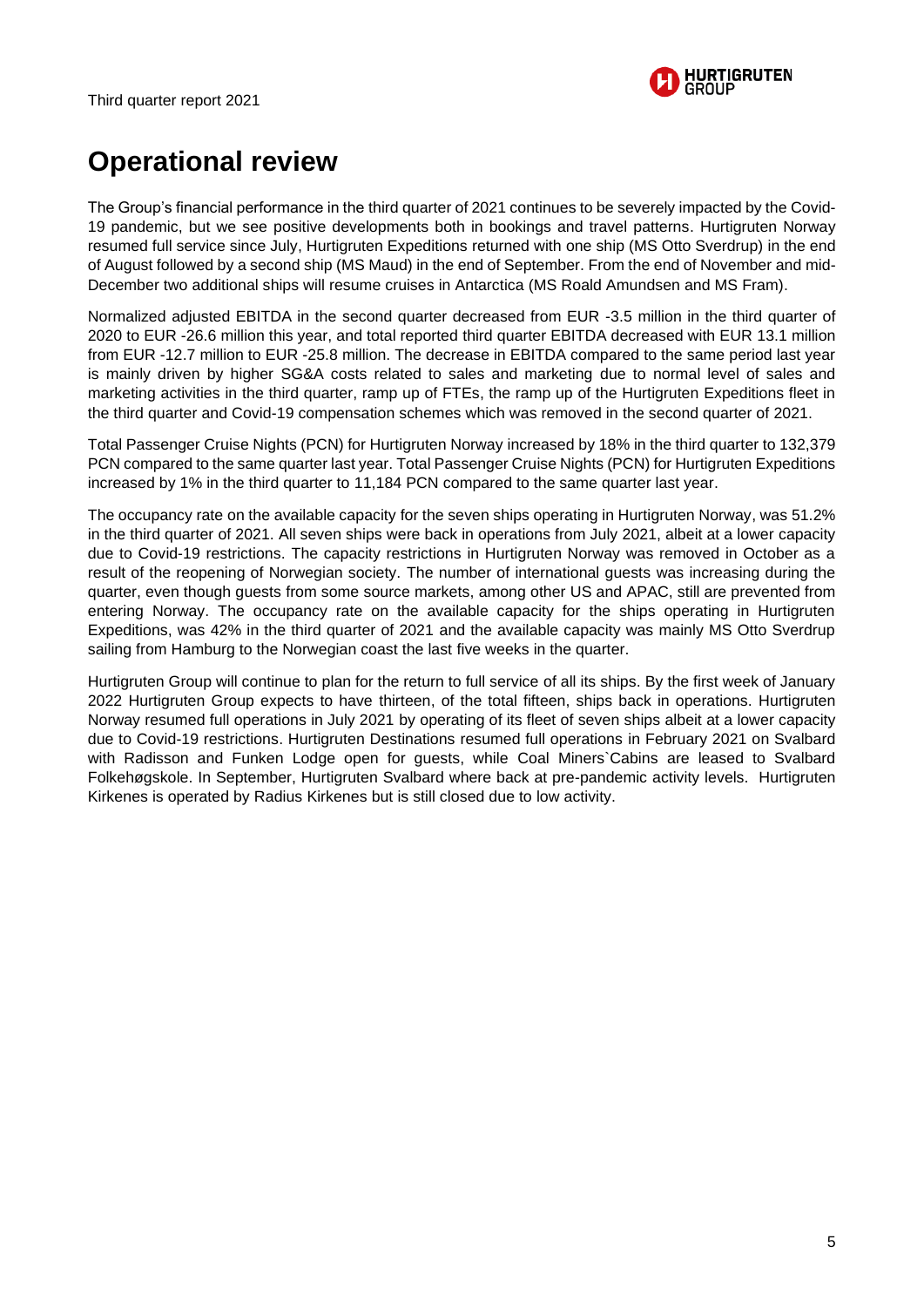# Operational review

The Group's financial performance in the third quarter of 2021 continues to be severely impacted by the Covid-19 pandemic, but we see positive developments both in bookings and travel patterns. Hurtigruten Norway resumed full service since July, Hurtigruten Expeditions returned with one ship (MS Otto Sverdrup) in the end of August followed by a second ship (MS Maud) in the end of September. From the end of November and mid-December two additional ships will resume cruises in Antarctica (MS Roald Amundsen and MS Fram).

Normalized adjusted EBITDA in the second quarter decreased from EUR -3.5 million in the third quarter of 2020 to EUR -26.6 million this year, and total reported third quarter EBITDA decreased with EUR 13.1 million from EUR -12.7 million to EUR -25.8 million. The decrease in EBITDA compared to the same period last year is mainly driven by higher SG&A costs related to sales and marketing due to normal level of sales and marketing activities in the third quarter, ramp up of FTEs, the ramp up of the Hurtigruten Expeditions fleet in the third quarter and Covid-19 compensation schemes which was removed in the second quarter of 2021.

Total Passenger Cruise Nights (PCN) for Hurtigruten Norway increased by 18% in the third quarter to 132,379 PCN compared to the same quarter last year. Total Passenger Cruise Nights (PCN) for Hurtigruten Expeditions increased by 1% in the third quarter to 11,184 PCN compared to the same quarter last year.

The occupancy rate on the available capacity for the seven ships operating in Hurtigruten Norway, was 51.2% in the third quarter of 2021. All seven ships were back in operations from July 2021, albeit at a lower capacity due to Covid-19 restrictions. The capacity restrictions in Hurtigruten Norway was removed in October as a result of the reopening of Norwegian society. The number of international guests was increasing during the quarter, even though guests from some source markets, among other US and APAC, still are prevented from entering Norway. The occupancy rate on the available capacity for the ships operating in Hurtigruten Expeditions, was 42% in the third quarter of 2021 and the available capacity was mainly MS Otto Sverdrup sailing from Hamburg to the Norwegian coast the last five weeks in the quarter.

Hurtigruten Group will continue to plan for the return to full service of all its ships. By the first week of January 2022 Hurtigruten Group expects to have thirteen, of the total fifteen, ships back in operations. Hurtigruten Norway resumed full operations in July 2021 by operating of its fleet of seven ships albeit at a lower capacity due to Covid-19 restrictions. Hurtigruten Destinations resumed full operations in February 2021 on Svalbard with Radisson and Funken Lodge open for guests, while Coal Miners`Cabins are leased to Svalbard Folkehøgskole. In September, Hurtigruten Svalbard where back at pre-pandemic activity levels. Hurtigruten Kirkenes is operated by Radius Kirkenes but is still closed due to low activity.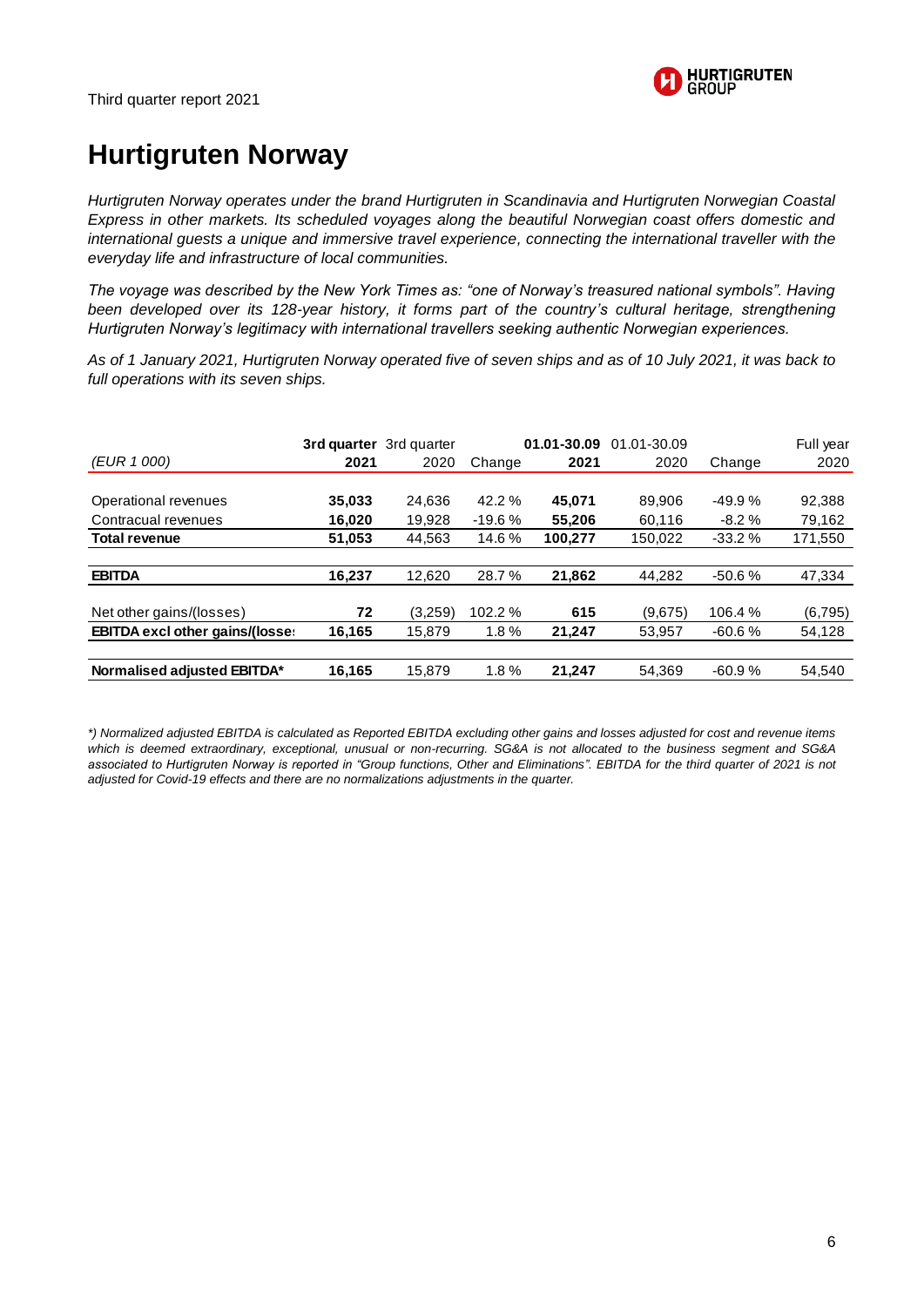# Hurtigruten Norway

*Hurtigruten Norway operates under the brand Hurtigruten in Scandinavia and Hurtigruten Norwegian Coastal Express in other markets. Its scheduled voyages along the beautiful Norwegian coast offers domestic and international guests a unique and immersive travel experience, connecting the international traveller with the everyday life and infrastructure of local communities.*

*The voyage was described by the New York Times as: "one of Norway's treasured national symbols". Having been developed over its 128-year history, it forms part of the country's cultural heritage, strengthening Hurtigruten Norway's legitimacy with international travellers seeking authentic Norwegian experiences.*

*As of 1 January 2021, Hurtigruten Norway operated five of seven ships and as of 10 July 2021, it was back to full operations with its seven ships.*

| *(EUR 1 000)* | **3rd quarter 2021** | 3rd quarter 2020 | Change | **01.01-30.09 2021** | 01.01-30.09 2020 | Change | Full year 2020 |
|---|---|---|---|---|---|---|---|
| Operational revenues | **35,033** | 24,636 | 42.2 % | **45,071** | 89,906 | -49.9 % | 92,388 |
| Contracual revenues | **16,020** | 19,928 | -19.6 % | **55,206** | 60,116 | -8.2 % | 79,162 |
| **Total revenue** | **51,053** | 44,563 | 14.6 % | **100,277** | 150,022 | -33.2 % | 171,550 |
| **EBITDA** | **16,237** | 12,620 | 28.7 % | **21,862** | 44,282 | -50.6 % | 47,334 |
| Net other gains/(losses) | **72** | (3,259) | 102.2 % | **615** | (9,675) | 106.4 % | (6,795) |
| **EBITDA excl other gains/(losse** | **16,165** | 15,879 | 1.8 % | **21,247** | 53,957 | -60.6 % | 54,128 |
| **Normalised adjusted EBITDA*** | **16,165** | 15,879 | 1.8 % | **21,247** | 54,369 | -60.9 % | 54,540 |

*\*) Normalized adjusted EBITDA is calculated as Reported EBITDA excluding other gains and losses adjusted for cost and revenue items which is deemed extraordinary, exceptional, unusual or non-recurring. SG&A is not allocated to the business segment and SG&A associated to Hurtigruten Norway is reported in "Group functions, Other and Eliminations". EBITDA for the third quarter of 2021 is not adjusted for Covid-19 effects and there are no normalizations adjustments in the quarter.*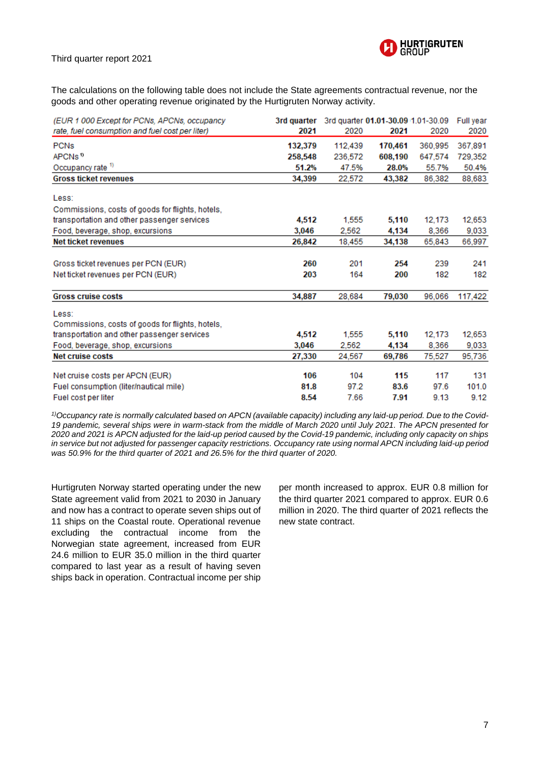The calculations on the following table does not include the State agreements contractual revenue, nor the goods and other operating revenue originated by the Hurtigruten Norway activity.

| *(EUR 1 000 Except for PCNs, APCNs, occupancy rate, fuel consumption and fuel cost per liter)* | **3rd quarter 2021** | 3rd quarter 2020 | **01.01-30.09 2021** | 1.01-30.09 2020 | Full year 2020 |
|---|---|---|---|---|---|
| PCNs | **132,379** | 112,439 | **170,461** | 360,995 | 367,891 |
| APCNs [1] | **258,548** | 236,572 | **608,190** | 647,574 | 729,352 |
| Occupancy rate [1] | **51.2%** | 47.5% | **28.0%** | 55.7% | 50.4% |
| **Gross ticket revenues** | **34,399** | 22,572 | **43,382** | 86,382 | 88,683 |
| Less: | | | | | |
| Commissions, costs of goods for flights, hotels, transportation and other passenger services | **4,512** | 1,555 | **5,110** | 12,173 | 12,653 |
| Food, beverage, shop, excursions | **3,046** | 2,562 | **4,134** | 8,366 | 9,033 |
| **Net ticket revenues** | **26,842** | 18,455 | **34,138** | 65,843 | 66,997 |
| Gross ticket revenues per PCN (EUR) | **260** | 201 | **254** | 239 | 241 |
| Net ticket revenues per PCN (EUR) | **203** | 164 | **200** | 182 | 182 |
| **Gross cruise costs** | **34,887** | 28,684 | **79,030** | 96,066 | 117,422 |
| Less: | | | | | |
| Commissions, costs of goods for flights, hotels, transportation and other passenger services | **4,512** | 1,555 | **5,110** | 12,173 | 12,653 |
| Food, beverage, shop, excursions | **3,046** | 2,562 | **4,134** | 8,366 | 9,033 |
| **Net cruise costs** | **27,330** | 24,567 | **69,786** | 75,527 | 95,736 |
| Net cruise costs per APCN (EUR) | **106** | 104 | **115** | 117 | 131 |
| Fuel consumption (liter/nautical mile) | **81.8** | 97.2 | **83.6** | 97.6 | 101.0 |
| Fuel cost per liter | **8.54** | 7.66 | **7.91** | 9.13 | 9.12 |

*[1] Occupancy rate is normally calculated based on APCN (available capacity) including any laid-up period. Due to the Covid-19 pandemic, several ships were in warm-stack from the middle of March 2020 until July 2021. The APCN presented for 2020 and 2021 is APCN adjusted for the laid-up period caused by the Covid-19 pandemic, including only capacity on ships in service but not adjusted for passenger capacity restrictions. Occupancy rate using normal APCN including laid-up period was 50.9% for the third quarter of 2021 and 26.5% for the third quarter of 2020.*

Hurtigruten Norway started operating under the new State agreement valid from 2021 to 2030 in January and now has a contract to operate seven ships out of 11 ships on the Coastal route. Operational revenue excluding the contractual income from the Norwegian state agreement, increased from EUR 24.6 million to EUR 35.0 million in the third quarter compared to last year as a result of having seven ships back in operation. Contractual income per ship per month increased to approx. EUR 0.8 million for the third quarter 2021 compared to approx. EUR 0.6 million in 2020. The third quarter of 2021 reflects the new state contract.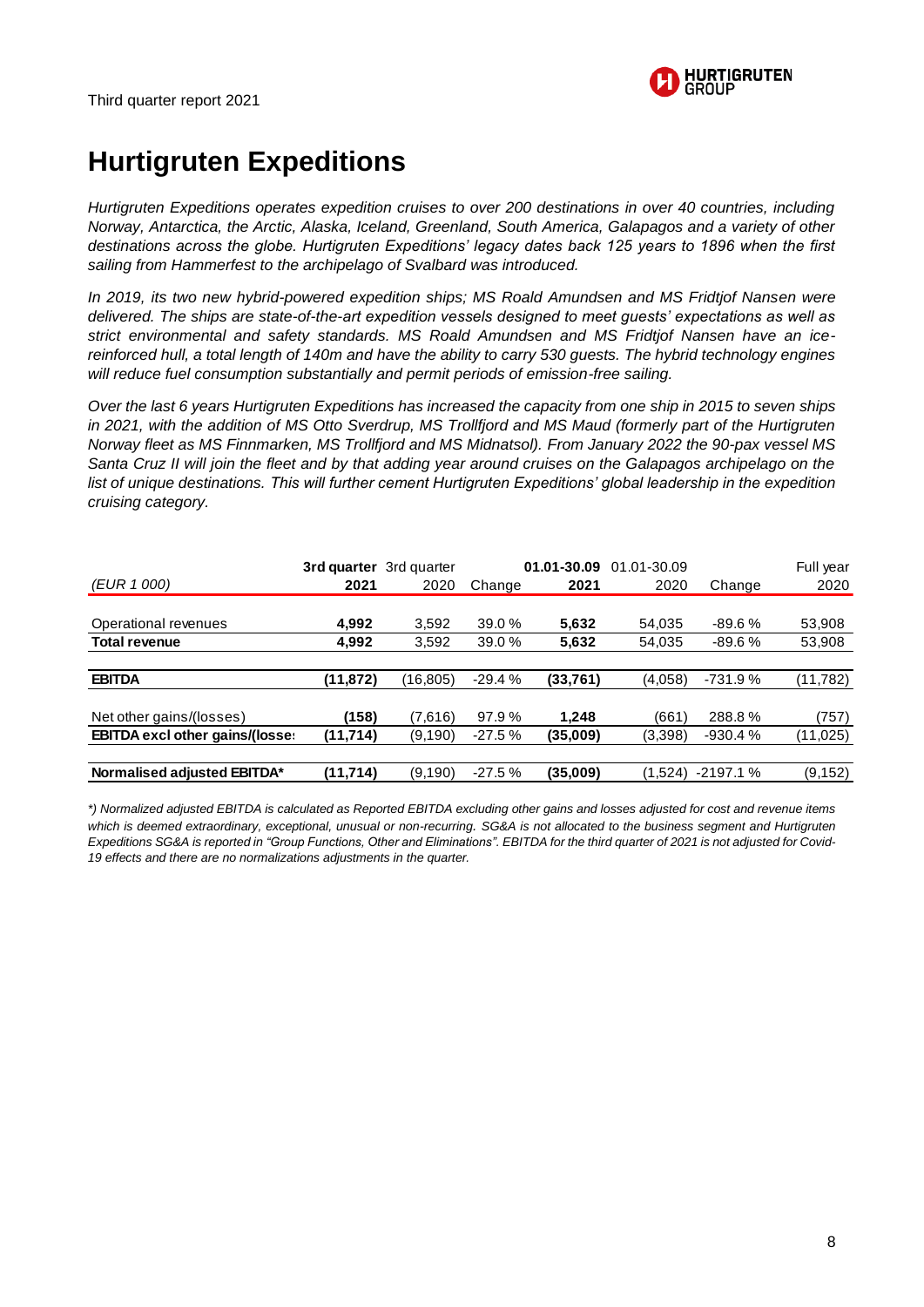# Hurtigruten Expeditions

*Hurtigruten Expeditions operates expedition cruises to over 200 destinations in over 40 countries, including Norway, Antarctica, the Arctic, Alaska, Iceland, Greenland, South America, Galapagos and a variety of other destinations across the globe. Hurtigruten Expeditions' legacy dates back 125 years to 1896 when the first sailing from Hammerfest to the archipelago of Svalbard was introduced.*

*In 2019, its two new hybrid-powered expedition ships; MS Roald Amundsen and MS Fridtjof Nansen were delivered. The ships are state-of-the-art expedition vessels designed to meet guests' expectations as well as strict environmental and safety standards. MS Roald Amundsen and MS Fridtjof Nansen have an ice-reinforced hull, a total length of 140m and have the ability to carry 530 guests. The hybrid technology engines will reduce fuel consumption substantially and permit periods of emission-free sailing.*

*Over the last 6 years Hurtigruten Expeditions has increased the capacity from one ship in 2015 to seven ships in 2021, with the addition of MS Otto Sverdrup, MS Trollfjord and MS Maud (formerly part of the Hurtigruten Norway fleet as MS Finnmarken, MS Trollfjord and MS Midnatsol). From January 2022 the 90-pax vessel MS Santa Cruz II will join the fleet and by that adding year around cruises on the Galapagos archipelago on the list of unique destinations. This will further cement Hurtigruten Expeditions' global leadership in the expedition cruising category.*

| *(EUR 1 000)* | **3rd quarter 2021** | 3rd quarter 2020 | Change | **01.01-30.09 2021** | 01.01-30.09 2020 | Change | Full year 2020 |
|---|---|---|---|---|---|---|---|
| Operational revenues | **4,992** | 3,592 | 39.0 % | **5,632** | 54,035 | -89.6 % | 53,908 |
| **Total revenue** | **4,992** | 3,592 | 39.0 % | **5,632** | 54,035 | -89.6 % | 53,908 |
| **EBITDA** | **(11,872)** | (16,805) | -29.4 % | **(33,761)** | (4,058) | -731.9 % | (11,782) |
| Net other gains/(losses) | **(158)** | (7,616) | 97.9 % | **1,248** | (661) | 288.8 % | (757) |
| **EBITDA excl other gains/(losses** | **(11,714)** | (9,190) | -27.5 % | **(35,009)** | (3,398) | -930.4 % | (11,025) |
| **Normalised adjusted EBITDA*** | **(11,714)** | (9,190) | -27.5 % | **(35,009)** | (1,524) | -2197.1 % | (9,152) |

*\*) Normalized adjusted EBITDA is calculated as Reported EBITDA excluding other gains and losses adjusted for cost and revenue items which is deemed extraordinary, exceptional, unusual or non-recurring. SG&A is not allocated to the business segment and Hurtigruten Expeditions SG&A is reported in "Group Functions, Other and Eliminations". EBITDA for the third quarter of 2021 is not adjusted for Covid-19 effects and there are no normalizations adjustments in the quarter.*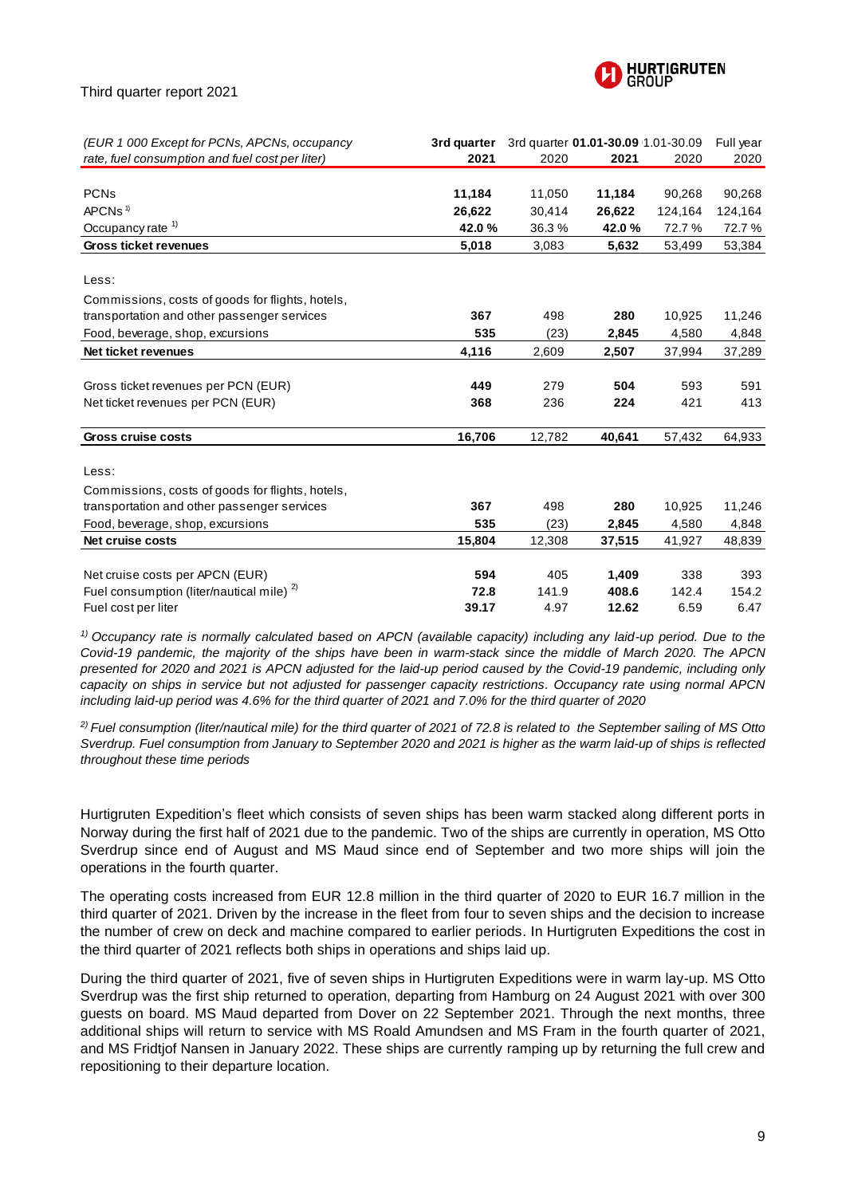| *(EUR 1 000 Except for PCNs, APCNs, occupancy rate, fuel consumption and fuel cost per liter)* | **3rd quarter 2021** | 3rd quarter 2020 | **01.01-30.09 2021** | 1.01-30.09 2020 | Full year 2020 |
|---|---|---|---|---|---|
| PCNs | **11,184** | 11,050 | **11,184** | 90,268 | 90,268 |
| APCNs [1] | **26,622** | 30,414 | **26,622** | 124,164 | 124,164 |
| Occupancy rate [1] | **42.0 %** | 36.3 % | **42.0 %** | 72.7 % | 72.7 % |
| **Gross ticket revenues** | **5,018** | 3,083 | **5,632** | 53,499 | 53,384 |
| Less: | | | | | |
| Commissions, costs of goods for flights, hotels, transportation and other passenger services | **367** | 498 | **280** | 10,925 | 11,246 |
| Food, beverage, shop, excursions | **535** | (23) | **2,845** | 4,580 | 4,848 |
| **Net ticket revenues** | **4,116** | 2,609 | **2,507** | 37,994 | 37,289 |
| Gross ticket revenues per PCN (EUR) | **449** | 279 | **504** | 593 | 591 |
| Net ticket revenues per PCN (EUR) | **368** | 236 | **224** | 421 | 413 |
| **Gross cruise costs** | **16,706** | 12,782 | **40,641** | 57,432 | 64,933 |
| Less: | | | | | |
| Commissions, costs of goods for flights, hotels, transportation and other passenger services | **367** | 498 | **280** | 10,925 | 11,246 |
| Food, beverage, shop, excursions | **535** | (23) | **2,845** | 4,580 | 4,848 |
| **Net cruise costs** | **15,804** | 12,308 | **37,515** | 41,927 | 48,839 |
| Net cruise costs per APCN (EUR) | **594** | 405 | **1,409** | 338 | 393 |
| Fuel consumption (liter/nautical mile) [2] | **72.8** | 141.9 | **408.6** | 142.4 | 154.2 |
| Fuel cost per liter | **39.17** | 4.97 | **12.62** | 6.59 | 6.47 |

*[1] Occupancy rate is normally calculated based on APCN (available capacity) including any laid-up period. Due to the Covid-19 pandemic, the majority of the ships have been in warm-stack since the middle of March 2020. The APCN presented for 2020 and 2021 is APCN adjusted for the laid-up period caused by the Covid-19 pandemic, including only capacity on ships in service but not adjusted for passenger capacity restrictions. Occupancy rate using normal APCN including laid-up period was 4.6% for the third quarter of 2021 and 7.0% for the third quarter of 2020*

*[2] Fuel consumption (liter/nautical mile) for the third quarter of 2021 of 72.8 is related to the September sailing of MS Otto Sverdrup. Fuel consumption from January to September 2020 and 2021 is higher as the warm laid-up of ships is reflected throughout these time periods*

Hurtigruten Expedition's fleet which consists of seven ships has been warm stacked along different ports in Norway during the first half of 2021 due to the pandemic. Two of the ships are currently in operation, MS Otto Sverdrup since end of August and MS Maud since end of September and two more ships will join the operations in the fourth quarter.

The operating costs increased from EUR 12.8 million in the third quarter of 2020 to EUR 16.7 million in the third quarter of 2021. Driven by the increase in the fleet from four to seven ships and the decision to increase the number of crew on deck and machine compared to earlier periods. In Hurtigruten Expeditions the cost in the third quarter of 2021 reflects both ships in operations and ships laid up.

During the third quarter of 2021, five of seven ships in Hurtigruten Expeditions were in warm lay-up. MS Otto Sverdrup was the first ship returned to operation, departing from Hamburg on 24 August 2021 with over 300 guests on board. MS Maud departed from Dover on 22 September 2021. Through the next months, three additional ships will return to service with MS Roald Amundsen and MS Fram in the fourth quarter of 2021, and MS Fridtjof Nansen in January 2022. These ships are currently ramping up by returning the full crew and repositioning to their departure location.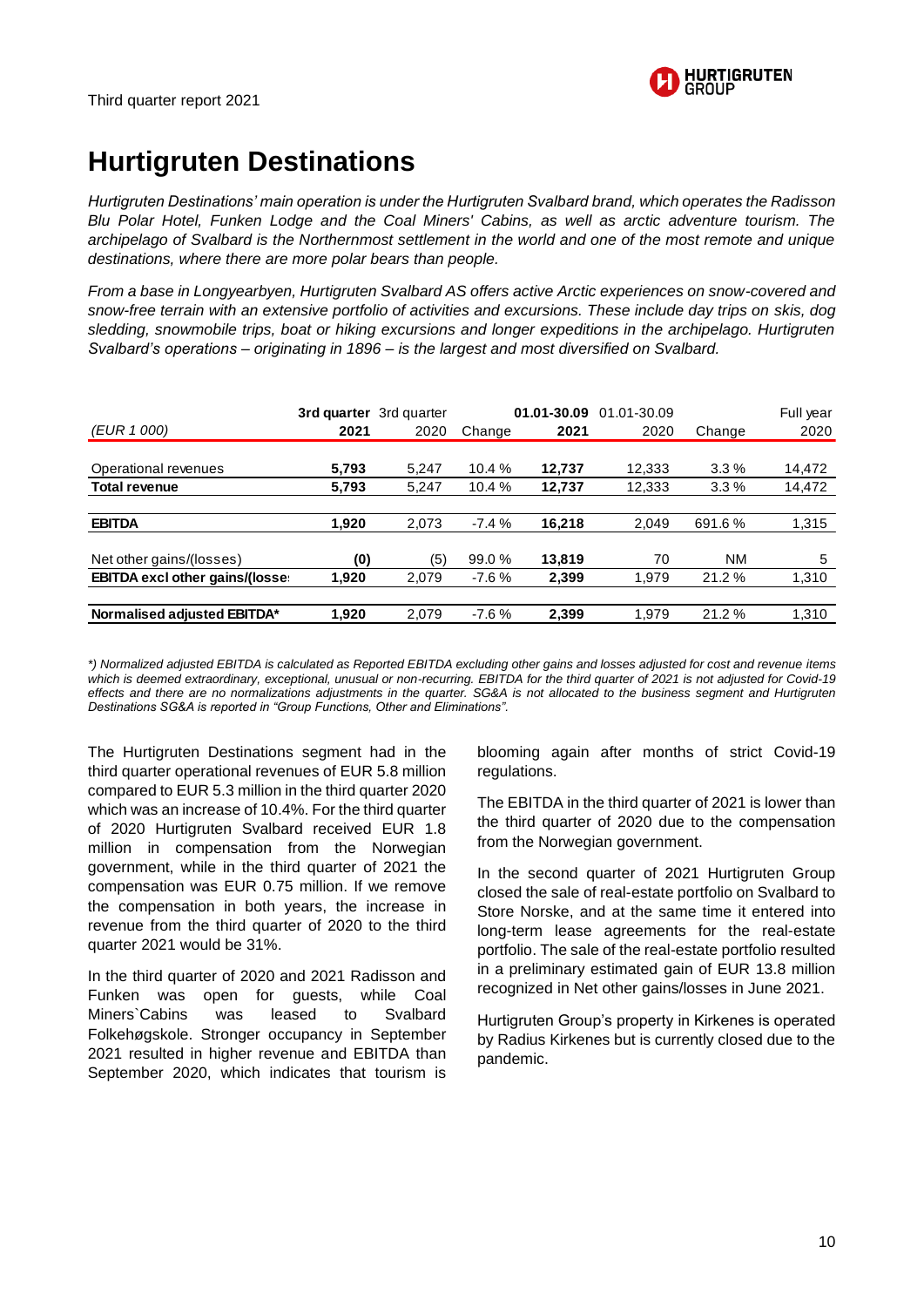# Hurtigruten Destinations

*Hurtigruten Destinations' main operation is under the Hurtigruten Svalbard brand, which operates the Radisson Blu Polar Hotel, Funken Lodge and the Coal Miners' Cabins, as well as arctic adventure tourism. The archipelago of Svalbard is the Northernmost settlement in the world and one of the most remote and unique destinations, where there are more polar bears than people.*

*From a base in Longyearbyen, Hurtigruten Svalbard AS offers active Arctic experiences on snow-covered and snow-free terrain with an extensive portfolio of activities and excursions. These include day trips on skis, dog sledding, snowmobile trips, boat or hiking excursions and longer expeditions in the archipelago. Hurtigruten Svalbard's operations – originating in 1896 – is the largest and most diversified on Svalbard.*

| *(EUR 1 000)* | **3rd quarter 2021** | 3rd quarter 2020 | Change | **01.01-30.09 2021** | 01.01-30.09 2020 | Change | Full year 2020 |
|---|---|---|---|---|---|---|---|
| Operational revenues | **5,793** | 5,247 | 10.4 % | **12,737** | 12,333 | 3.3 % | 14,472 |
| **Total revenue** | **5,793** | 5,247 | 10.4 % | **12,737** | 12,333 | 3.3 % | 14,472 |
| **EBITDA** | **1,920** | 2,073 | -7.4 % | **16,218** | 2,049 | 691.6 % | 1,315 |
| Net other gains/(losses) | **(0)** | (5) | 99.0 % | **13,819** | 70 | NM | 5 |
| **EBITDA excl other gains/(losses** | **1,920** | 2,079 | -7.6 % | **2,399** | 1,979 | 21.2 % | 1,310 |
| **Normalised adjusted EBITDA*** | **1,920** | 2,079 | -7.6 % | **2,399** | 1,979 | 21.2 % | 1,310 |

*\*) Normalized adjusted EBITDA is calculated as Reported EBITDA excluding other gains and losses adjusted for cost and revenue items which is deemed extraordinary, exceptional, unusual or non-recurring. EBITDA for the third quarter of 2021 is not adjusted for Covid-19 effects and there are no normalizations adjustments in the quarter. SG&A is not allocated to the business segment and Hurtigruten Destinations SG&A is reported in "Group Functions, Other and Eliminations".*

The Hurtigruten Destinations segment had in the third quarter operational revenues of EUR 5.8 million compared to EUR 5.3 million in the third quarter 2020 which was an increase of 10.4%. For the third quarter of 2020 Hurtigruten Svalbard received EUR 1.8 million in compensation from the Norwegian government, while in the third quarter of 2021 the compensation was EUR 0.75 million. If we remove the compensation in both years, the increase in revenue from the third quarter of 2020 to the third quarter 2021 would be 31%.

In the third quarter of 2020 and 2021 Radisson and Funken was open for guests, while Coal Miners`Cabins was leased to Svalbard Folkehøgskole. Stronger occupancy in September 2021 resulted in higher revenue and EBITDA than September 2020, which indicates that tourism is blooming again after months of strict Covid-19 regulations.

The EBITDA in the third quarter of 2021 is lower than the third quarter of 2020 due to the compensation from the Norwegian government.

In the second quarter of 2021 Hurtigruten Group closed the sale of real-estate portfolio on Svalbard to Store Norske, and at the same time it entered into long-term lease agreements for the real-estate portfolio. The sale of the real-estate portfolio resulted in a preliminary estimated gain of EUR 13.8 million recognized in Net other gains/losses in June 2021.

Hurtigruten Group's property in Kirkenes is operated by Radius Kirkenes but is currently closed due to the pandemic.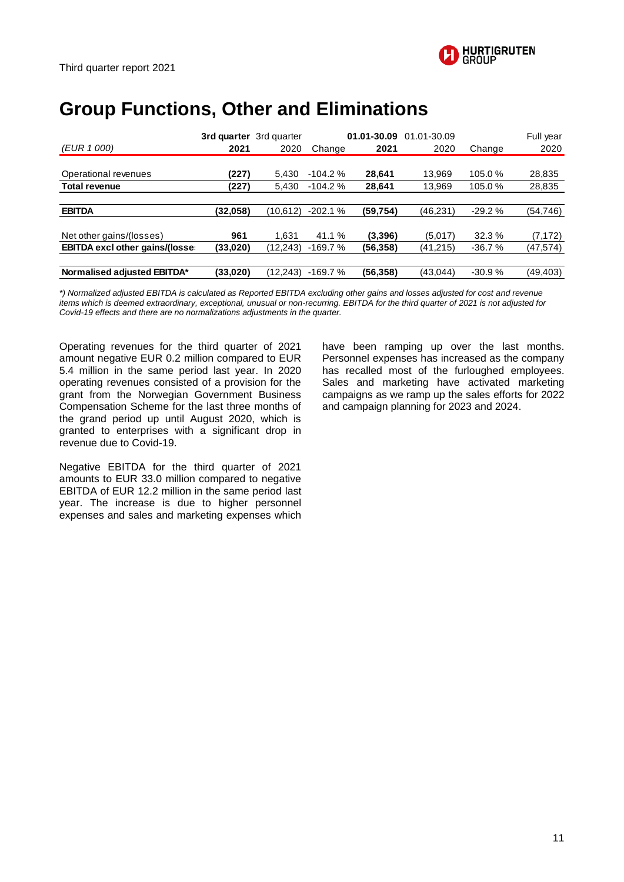# Group Functions, Other and Eliminations

| (EUR 1 000) | 3rd quarter 2021 | 3rd quarter 2020 | Change | 01.01-30.09 2021 | 01.01-30.09 2020 | Change | Full year 2020 |
|---|---|---|---|---|---|---|---|
| Operational revenues | **(227)** | 5,430 | -104.2 % | **28,641** | 13,969 | 105.0 % | 28,835 |
| **Total revenue** | **(227)** | 5,430 | -104.2 % | **28,641** | 13,969 | 105.0 % | 28,835 |
| **EBITDA** | **(32,058)** | (10,612) | -202.1 % | **(59,754)** | (46,231) | -29.2 % | (54,746) |
| Net other gains/(losses) | **961** | 1,631 | 41.1 % | **(3,396)** | (5,017) | 32.3 % | (7,172) |
| **EBITDA excl other gains/(losse** | **(33,020)** | (12,243) | -169.7 % | **(56,358)** | (41,215) | -36.7 % | (47,574) |
| **Normalised adjusted EBITDA*** | **(33,020)** | (12,243) | -169.7 % | **(56,358)** | (43,044) | -30.9 % | (49,403) |

*\*) Normalized adjusted EBITDA is calculated as Reported EBITDA excluding other gains and losses adjusted for cost and revenue items which is deemed extraordinary, exceptional, unusual or non-recurring. EBITDA for the third quarter of 2021 is not adjusted for Covid-19 effects and there are no normalizations adjustments in the quarter.*

Operating revenues for the third quarter of 2021 amount negative EUR 0.2 million compared to EUR 5.4 million in the same period last year. In 2020 operating revenues consisted of a provision for the grant from the Norwegian Government Business Compensation Scheme for the last three months of the grand period up until August 2020, which is granted to enterprises with a significant drop in revenue due to Covid-19.

Negative EBITDA for the third quarter of 2021 amounts to EUR 33.0 million compared to negative EBITDA of EUR 12.2 million in the same period last year. The increase is due to higher personnel expenses and sales and marketing expenses which have been ramping up over the last months. Personnel expenses has increased as the company has recalled most of the furloughed employees. Sales and marketing have activated marketing campaigns as we ramp up the sales efforts for 2022 and campaign planning for 2023 and 2024.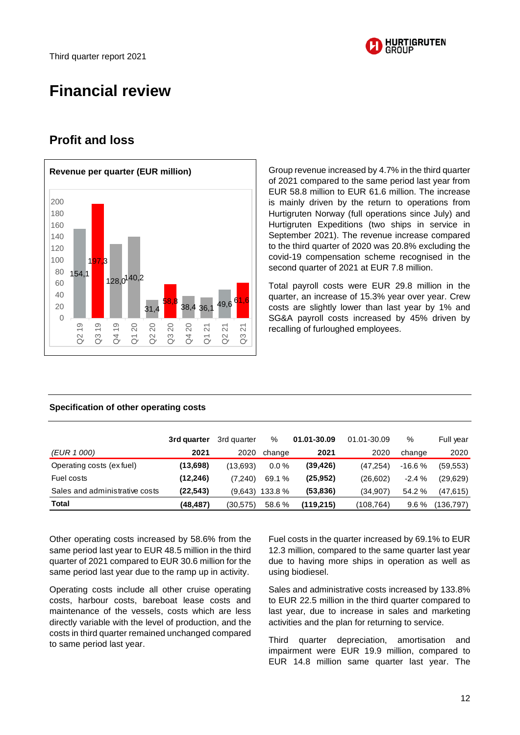# Financial review

## Profit and loss

**Revenue per quarter (EUR million)**

200
180
160
140
120
100
80
60
40
20
0

154,1
197,3
128,0
140,2
31,4
58,8
38,4
36,1
49,6
61,6

Q2 19
Q3 19
Q4 19
Q1 20
Q2 20
Q3 20
Q4 20
Q1 21
Q2 21
Q3 21

Group revenue increased by 4.7% in the third quarter of 2021 compared to the same period last year from EUR 58.8 million to EUR 61.6 million. The increase is mainly driven by the return to operations from Hurtigruten Norway (full operations since July) and Hurtigruten Expeditions (two ships in service in September 2021). The revenue increase compared to the third quarter of 2020 was 20.8% excluding the covid-19 compensation scheme recognised in the second quarter of 2021 at EUR 7.8 million.

Total payroll costs were EUR 29.8 million in the quarter, an increase of 15.3% year over year. Crew costs are slightly lower than last year by 1% and SG&A payroll costs increased by 45% driven by recalling of furloughed employees.

### Specification of other operating costs

| *(EUR 1 000)* | **3rd quarter 2021** | 3rd quarter 2020 | % change | **01.01-30.09 2021** | 01.01-30.09 2020 | % change | Full year 2020 |
|---|---|---|---|---|---|---|---|
| Operating costs (ex fuel) | **(13,698)** | (13,693) | 0.0 % | **(39,426)** | (47,254) | -16.6 % | (59,553) |
| Fuel costs | **(12,246)** | (7,240) | 69.1 % | **(25,952)** | (26,602) | -2.4 % | (29,629) |
| Sales and administrative costs | **(22,543)** | (9,643) | 133.8 % | **(53,836)** | (34,907) | 54.2 % | (47,615) |
| **Total** | **(48,487)** | (30,575) | 58.6 % | **(119,215)** | (108,764) | 9.6 % | (136,797) |

Other operating costs increased by 58.6% from the same period last year to EUR 48.5 million in the third quarter of 2021 compared to EUR 30.6 million for the same period last year due to the ramp up in activity.

Operating costs include all other cruise operating costs, harbour costs, bareboat lease costs and maintenance of the vessels, costs which are less directly variable with the level of production, and the costs in third quarter remained unchanged compared to same period last year.

Fuel costs in the quarter increased by 69.1% to EUR 12.3 million, compared to the same quarter last year due to having more ships in operation as well as using biodiesel.

Sales and administrative costs increased by 133.8% to EUR 22.5 million in the third quarter compared to last year, due to increase in sales and marketing activities and the plan for returning to service.

Third quarter depreciation, amortisation and impairment were EUR 19.9 million, compared to EUR 14.8 million same quarter last year. The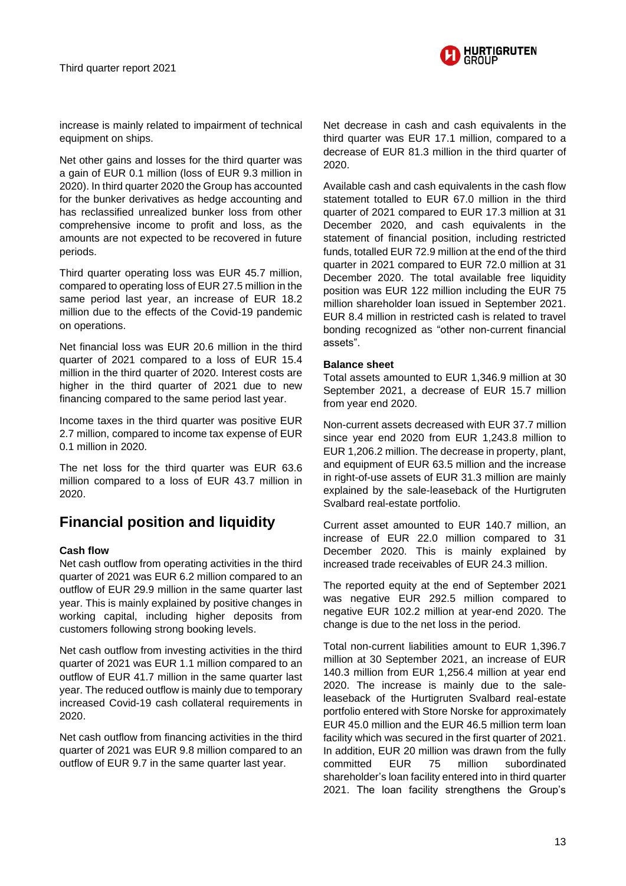increase is mainly related to impairment of technical equipment on ships.

Net other gains and losses for the third quarter was a gain of EUR 0.1 million (loss of EUR 9.3 million in 2020). In third quarter 2020 the Group has accounted for the bunker derivatives as hedge accounting and has reclassified unrealized bunker loss from other comprehensive income to profit and loss, as the amounts are not expected to be recovered in future periods.

Third quarter operating loss was EUR 45.7 million, compared to operating loss of EUR 27.5 million in the same period last year, an increase of EUR 18.2 million due to the effects of the Covid-19 pandemic on operations.

Net financial loss was EUR 20.6 million in the third quarter of 2021 compared to a loss of EUR 15.4 million in the third quarter of 2020. Interest costs are higher in the third quarter of 2021 due to new financing compared to the same period last year.

Income taxes in the third quarter was positive EUR 2.7 million, compared to income tax expense of EUR 0.1 million in 2020.

The net loss for the third quarter was EUR 63.6 million compared to a loss of EUR 43.7 million in 2020.

## Financial position and liquidity

**Cash flow**

Net cash outflow from operating activities in the third quarter of 2021 was EUR 6.2 million compared to an outflow of EUR 29.9 million in the same quarter last year. This is mainly explained by positive changes in working capital, including higher deposits from customers following strong booking levels.

Net cash outflow from investing activities in the third quarter of 2021 was EUR 1.1 million compared to an outflow of EUR 41.7 million in the same quarter last year. The reduced outflow is mainly due to temporary increased Covid-19 cash collateral requirements in 2020.

Net cash outflow from financing activities in the third quarter of 2021 was EUR 9.8 million compared to an outflow of EUR 9.7 in the same quarter last year.

Net decrease in cash and cash equivalents in the third quarter was EUR 17.1 million, compared to a decrease of EUR 81.3 million in the third quarter of 2020.

Available cash and cash equivalents in the cash flow statement totalled to EUR 67.0 million in the third quarter of 2021 compared to EUR 17.3 million at 31 December 2020, and cash equivalents in the statement of financial position, including restricted funds, totalled EUR 72.9 million at the end of the third quarter in 2021 compared to EUR 72.0 million at 31 December 2020. The total available free liquidity position was EUR 122 million including the EUR 75 million shareholder loan issued in September 2021. EUR 8.4 million in restricted cash is related to travel bonding recognized as "other non-current financial assets".

**Balance sheet**

Total assets amounted to EUR 1,346.9 million at 30 September 2021, a decrease of EUR 15.7 million from year end 2020.

Non-current assets decreased with EUR 37.7 million since year end 2020 from EUR 1,243.8 million to EUR 1,206.2 million. The decrease in property, plant, and equipment of EUR 63.5 million and the increase in right-of-use assets of EUR 31.3 million are mainly explained by the sale-leaseback of the Hurtigruten Svalbard real-estate portfolio.

Current asset amounted to EUR 140.7 million, an increase of EUR 22.0 million compared to 31 December 2020. This is mainly explained by increased trade receivables of EUR 24.3 million.

The reported equity at the end of September 2021 was negative EUR 292.5 million compared to negative EUR 102.2 million at year-end 2020. The change is due to the net loss in the period.

Total non-current liabilities amount to EUR 1,396.7 million at 30 September 2021, an increase of EUR 140.3 million from EUR 1,256.4 million at year end 2020. The increase is mainly due to the sale-leaseback of the Hurtigruten Svalbard real-estate portfolio entered with Store Norske for approximately EUR 45.0 million and the EUR 46.5 million term loan facility which was secured in the first quarter of 2021. In addition, EUR 20 million was drawn from the fully committed EUR 75 million subordinated shareholder's loan facility entered into third quarter 2021. The loan facility strengthens the Group's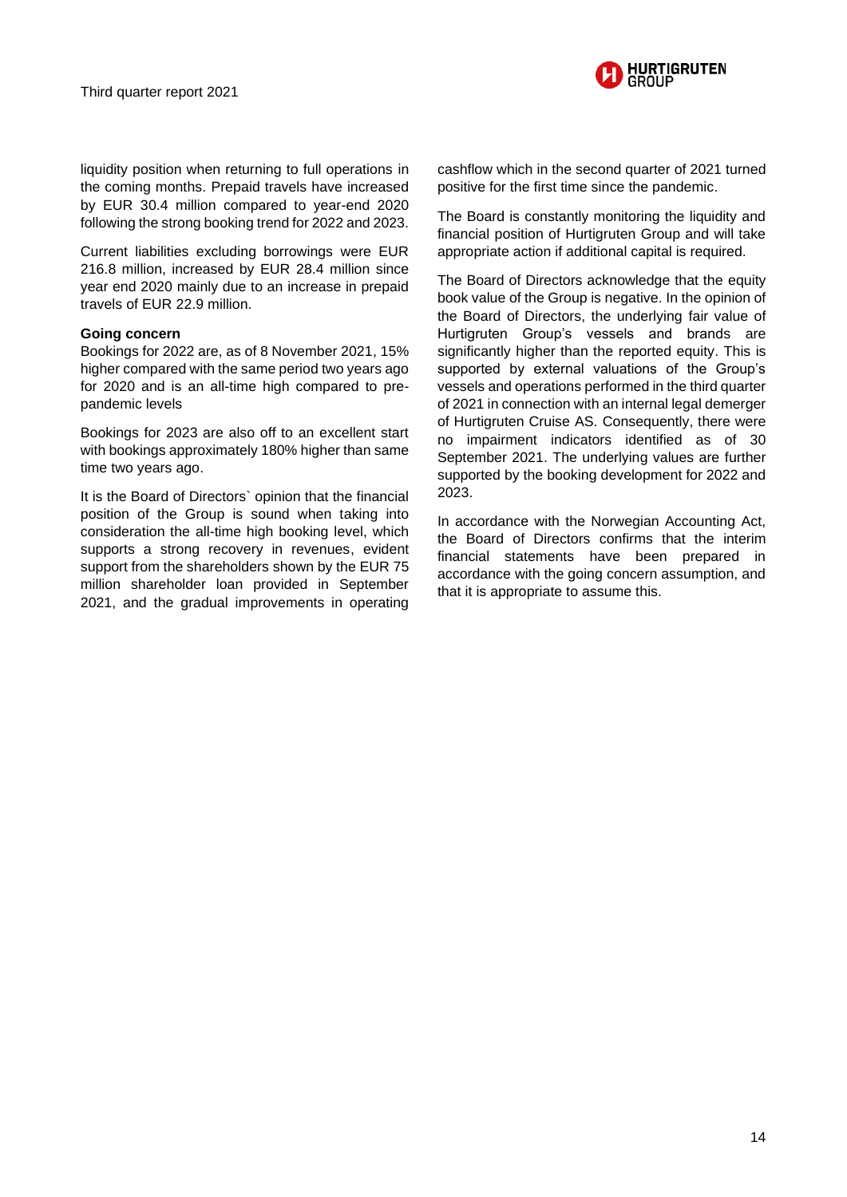liquidity position when returning to full operations in the coming months. Prepaid travels have increased by EUR 30.4 million compared to year-end 2020 following the strong booking trend for 2022 and 2023.

Current liabilities excluding borrowings were EUR 216.8 million, increased by EUR 28.4 million since year end 2020 mainly due to an increase in prepaid travels of EUR 22.9 million.

**Going concern**

Bookings for 2022 are, as of 8 November 2021, 15% higher compared with the same period two years ago for 2020 and is an all-time high compared to pre-pandemic levels

Bookings for 2023 are also off to an excellent start with bookings approximately 180% higher than same time two years ago.

It is the Board of Directors` opinion that the financial position of the Group is sound when taking into consideration the all-time high booking level, which supports a strong recovery in revenues, evident support from the shareholders shown by the EUR 75 million shareholder loan provided in September 2021, and the gradual improvements in operating cashflow which in the second quarter of 2021 turned positive for the first time since the pandemic.

The Board is constantly monitoring the liquidity and financial position of Hurtigruten Group and will take appropriate action if additional capital is required.

The Board of Directors acknowledge that the equity book value of the Group is negative. In the opinion of the Board of Directors, the underlying fair value of Hurtigruten Group's vessels and brands are significantly higher than the reported equity. This is supported by external valuations of the Group's vessels and operations performed in the third quarter of 2021 in connection with an internal legal demerger of Hurtigruten Cruise AS. Consequently, there were no impairment indicators identified as of 30 September 2021. The underlying values are further supported by the booking development for 2022 and 2023.

In accordance with the Norwegian Accounting Act, the Board of Directors confirms that the interim financial statements have been prepared in accordance with the going concern assumption, and that it is appropriate to assume this.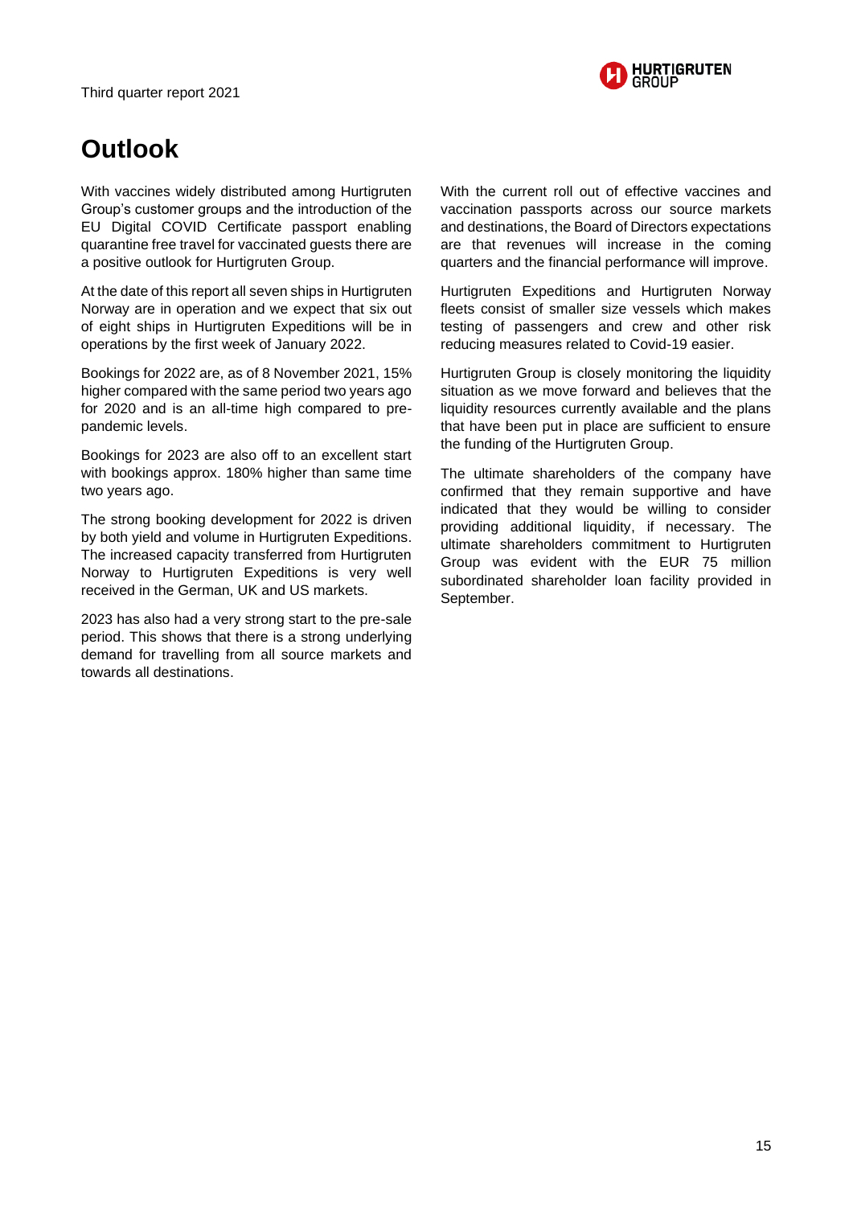# Outlook

With vaccines widely distributed among Hurtigruten Group's customer groups and the introduction of the EU Digital COVID Certificate passport enabling quarantine free travel for vaccinated guests there are a positive outlook for Hurtigruten Group.

At the date of this report all seven ships in Hurtigruten Norway are in operation and we expect that six out of eight ships in Hurtigruten Expeditions will be in operations by the first week of January 2022.

Bookings for 2022 are, as of 8 November 2021, 15% higher compared with the same period two years ago for 2020 and is an all-time high compared to pre-pandemic levels.

Bookings for 2023 are also off to an excellent start with bookings approx. 180% higher than same time two years ago.

The strong booking development for 2022 is driven by both yield and volume in Hurtigruten Expeditions. The increased capacity transferred from Hurtigruten Norway to Hurtigruten Expeditions is very well received in the German, UK and US markets.

2023 has also had a very strong start to the pre-sale period. This shows that there is a strong underlying demand for travelling from all source markets and towards all destinations.

With the current roll out of effective vaccines and vaccination passports across our source markets and destinations, the Board of Directors expectations are that revenues will increase in the coming quarters and the financial performance will improve.

Hurtigruten Expeditions and Hurtigruten Norway fleets consist of smaller size vessels which makes testing of passengers and crew and other risk reducing measures related to Covid-19 easier.

Hurtigruten Group is closely monitoring the liquidity situation as we move forward and believes that the liquidity resources currently available and the plans that have been put in place are sufficient to ensure the funding of the Hurtigruten Group.

The ultimate shareholders of the company have confirmed that they remain supportive and have indicated that they would be willing to consider providing additional liquidity, if necessary. The ultimate shareholders commitment to Hurtigruten Group was evident with the EUR 75 million subordinated shareholder loan facility provided in September.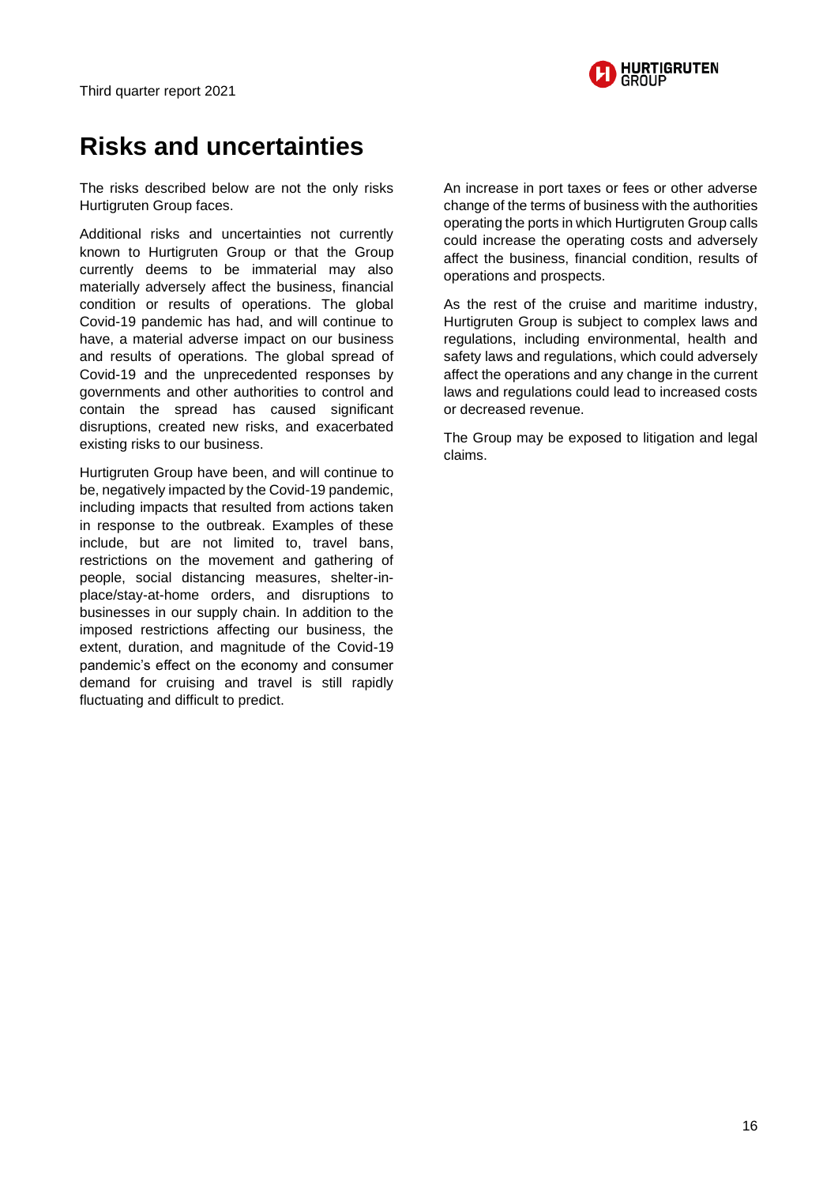# Risks and uncertainties

The risks described below are not the only risks Hurtigruten Group faces.

Additional risks and uncertainties not currently known to Hurtigruten Group or that the Group currently deems to be immaterial may also materially adversely affect the business, financial condition or results of operations. The global Covid-19 pandemic has had, and will continue to have, a material adverse impact on our business and results of operations. The global spread of Covid-19 and the unprecedented responses by governments and other authorities to control and contain the spread has caused significant disruptions, created new risks, and exacerbated existing risks to our business.

Hurtigruten Group have been, and will continue to be, negatively impacted by the Covid-19 pandemic, including impacts that resulted from actions taken in response to the outbreak. Examples of these include, but are not limited to, travel bans, restrictions on the movement and gathering of people, social distancing measures, shelter-in-place/stay-at-home orders, and disruptions to businesses in our supply chain. In addition to the imposed restrictions affecting our business, the extent, duration, and magnitude of the Covid-19 pandemic's effect on the economy and consumer demand for cruising and travel is still rapidly fluctuating and difficult to predict.

An increase in port taxes or fees or other adverse change of the terms of business with the authorities operating the ports in which Hurtigruten Group calls could increase the operating costs and adversely affect the business, financial condition, results of operations and prospects.

As the rest of the cruise and maritime industry, Hurtigruten Group is subject to complex laws and regulations, including environmental, health and safety laws and regulations, which could adversely affect the operations and any change in the current laws and regulations could lead to increased costs or decreased revenue.

The Group may be exposed to litigation and legal claims.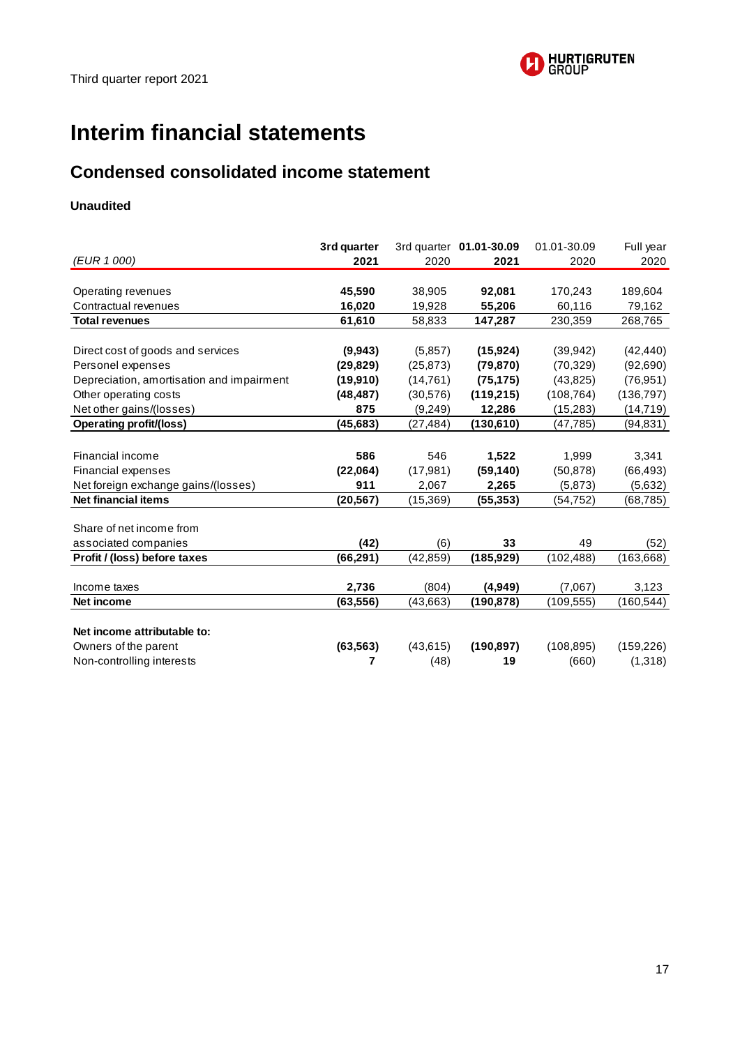# Interim financial statements

## Condensed consolidated income statement

**Unaudited**

| (EUR 1 000) | 3rd quarter 2021 | 3rd quarter 2020 | 01.01-30.09 2021 | 01.01-30.09 2020 | Full year 2020 |
|---|---|---|---|---|---|
| Operating revenues | **45,590** | 38,905 | **92,081** | 170,243 | 189,604 |
| Contractual revenues | **16,020** | 19,928 | **55,206** | 60,116 | 79,162 |
| **Total revenues** | **61,610** | 58,833 | **147,287** | 230,359 | 268,765 |
| Direct cost of goods and services | **(9,943)** | (5,857) | **(15,924)** | (39,942) | (42,440) |
| Personel expenses | **(29,829)** | (25,873) | **(79,870)** | (70,329) | (92,690) |
| Depreciation, amortisation and impairment | **(19,910)** | (14,761) | **(75,175)** | (43,825) | (76,951) |
| Other operating costs | **(48,487)** | (30,576) | **(119,215)** | (108,764) | (136,797) |
| Net other gains/(losses) | **875** | (9,249) | **12,286** | (15,283) | (14,719) |
| **Operating profit/(loss)** | **(45,683)** | (27,484) | **(130,610)** | (47,785) | (94,831) |
| Financial income | **586** | 546 | **1,522** | 1,999 | 3,341 |
| Financial expenses | **(22,064)** | (17,981) | **(59,140)** | (50,878) | (66,493) |
| Net foreign exchange gains/(losses) | **911** | 2,067 | **2,265** | (5,873) | (5,632) |
| **Net financial items** | **(20,567)** | (15,369) | **(55,353)** | (54,752) | (68,785) |
| Share of net income from associated companies | **(42)** | (6) | **33** | 49 | (52) |
| **Profit / (loss) before taxes** | **(66,291)** | (42,859) | **(185,929)** | (102,488) | (163,668) |
| Income taxes | **2,736** | (804) | **(4,949)** | (7,067) | 3,123 |
| **Net income** | **(63,556)** | (43,663) | **(190,878)** | (109,555) | (160,544) |
| **Net income attributable to:** | | | | | |
| Owners of the parent | **(63,563)** | (43,615) | **(190,897)** | (108,895) | (159,226) |
| Non-controlling interests | **7** | (48) | **19** | (660) | (1,318) |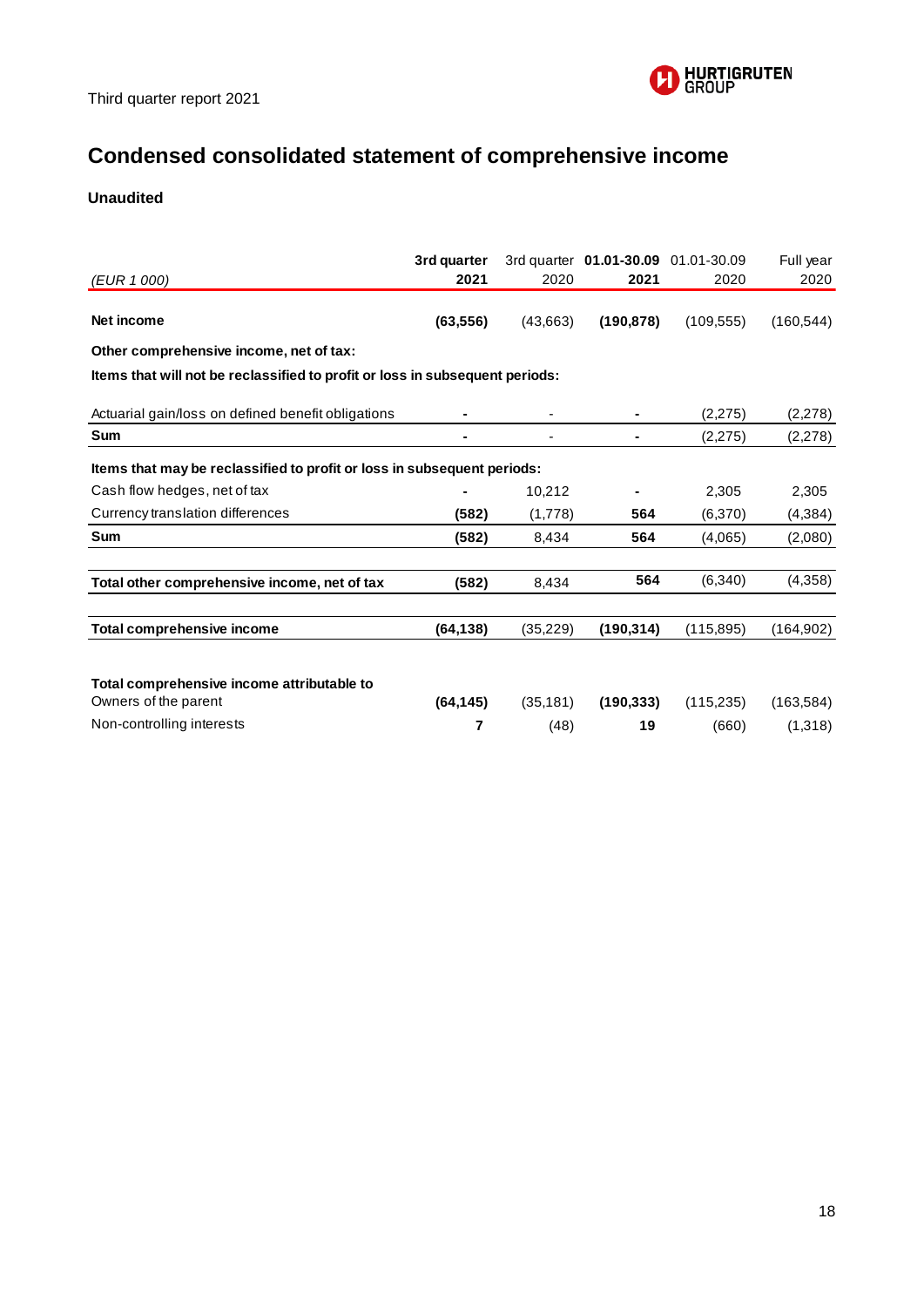# Condensed consolidated statement of comprehensive income

**Unaudited**

| *(EUR 1 000)* | **3rd quarter 2021** | 3rd quarter 2020 | **01.01-30.09 2021** | 01.01-30.09 2020 | Full year 2020 |
|---|---|---|---|---|---|
| **Net income** | **(63,556)** | (43,663) | **(190,878)** | (109,555) | (160,544) |
| **Other comprehensive income, net of tax:** | | | | | |
| **Items that will not be reclassified to profit or loss in subsequent periods:** | | | | | |
| Actuarial gain/loss on defined benefit obligations | **-** | - | **-** | (2,275) | (2,278) |
| **Sum** | **-** | - | **-** | (2,275) | (2,278) |
| **Items that may be reclassified to profit or loss in subsequent periods:** | | | | | |
| Cash flow hedges, net of tax | **-** | 10,212 | **-** | 2,305 | 2,305 |
| Currency translation differences | **(582)** | (1,778) | **564** | (6,370) | (4,384) |
| **Sum** | **(582)** | 8,434 | **564** | (4,065) | (2,080) |
| **Total other comprehensive income, net of tax** | **(582)** | 8,434 | **564** | (6,340) | (4,358) |
| **Total comprehensive income** | **(64,138)** | (35,229) | **(190,314)** | (115,895) | (164,902) |
| **Total comprehensive income attributable to** | | | | | |
| Owners of the parent | **(64,145)** | (35,181) | **(190,333)** | (115,235) | (163,584) |
| Non-controlling interests | **7** | (48) | **19** | (660) | (1,318) |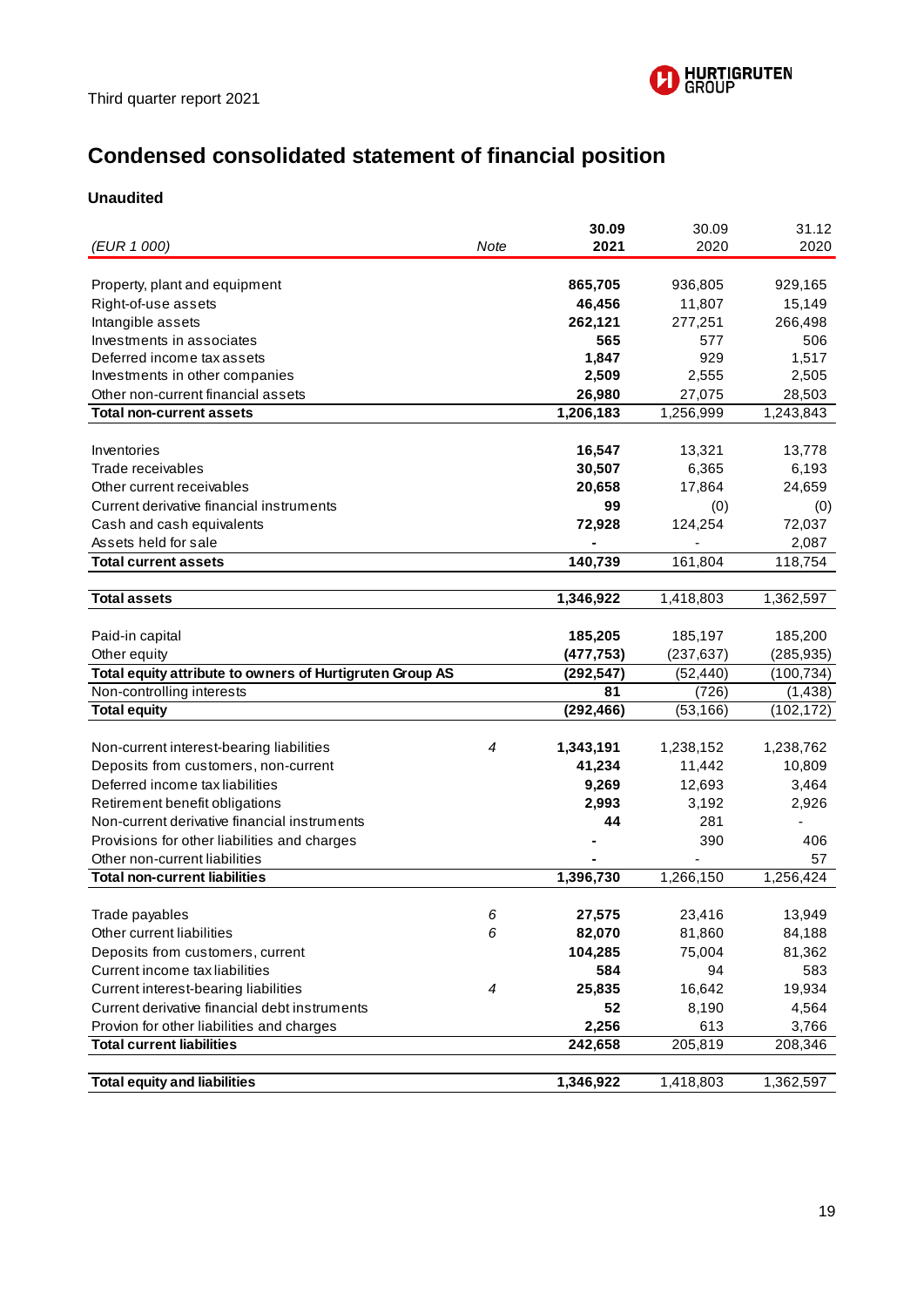# Condensed consolidated statement of financial position

**Unaudited**

| *(EUR 1 000)* | *Note* | **30.09 2021** | 30.09 2020 | 31.12 2020 |
|---|---|---|---|---|
| Property, plant and equipment | | **865,705** | 936,805 | 929,165 |
| Right-of-use assets | | **46,456** | 11,807 | 15,149 |
| Intangible assets | | **262,121** | 277,251 | 266,498 |
| Investments in associates | | **565** | 577 | 506 |
| Deferred income tax assets | | **1,847** | 929 | 1,517 |
| Investments in other companies | | **2,509** | 2,555 | 2,505 |
| Other non-current financial assets | | **26,980** | 27,075 | 28,503 |
| **Total non-current assets** | | **1,206,183** | 1,256,999 | 1,243,843 |
| Inventories | | **16,547** | 13,321 | 13,778 |
| Trade receivables | | **30,507** | 6,365 | 6,193 |
| Other current receivables | | **20,658** | 17,864 | 24,659 |
| Current derivative financial instruments | | **99** | (0) | (0) |
| Cash and cash equivalents | | **72,928** | 124,254 | 72,037 |
| Assets held for sale | | **-** | - | 2,087 |
| **Total current assets** | | **140,739** | 161,804 | 118,754 |
| **Total assets** | | **1,346,922** | 1,418,803 | 1,362,597 |
| Paid-in capital | | **185,205** | 185,197 | 185,200 |
| Other equity | | **(477,753)** | (237,637) | (285,935) |
| **Total equity attribute to owners of Hurtigruten Group AS** | | **(292,547)** | (52,440) | (100,734) |
| Non-controlling interests | | **81** | (726) | (1,438) |
| **Total equity** | | **(292,466)** | (53,166) | (102,172) |
| Non-current interest-bearing liabilities | *4* | **1,343,191** | 1,238,152 | 1,238,762 |
| Deposits from customers, non-current | | **41,234** | 11,442 | 10,809 |
| Deferred income tax liabilities | | **9,269** | 12,693 | 3,464 |
| Retirement benefit obligations | | **2,993** | 3,192 | 2,926 |
| Non-current derivative financial instruments | | **44** | 281 | - |
| Provisions for other liabilities and charges | | **-** | 390 | 406 |
| Other non-current liabilities | | **-** | - | 57 |
| **Total non-current liabilities** | | **1,396,730** | 1,266,150 | 1,256,424 |
| Trade payables | *6* | **27,575** | 23,416 | 13,949 |
| Other current liabilities | *6* | **82,070** | 81,860 | 84,188 |
| Deposits from customers, current | | **104,285** | 75,004 | 81,362 |
| Current income tax liabilities | | **584** | 94 | 583 |
| Current interest-bearing liabilities | *4* | **25,835** | 16,642 | 19,934 |
| Current derivative financial debt instruments | | **52** | 8,190 | 4,564 |
| Provion for other liabilities and charges | | **2,256** | 613 | 3,766 |
| **Total current liabilities** | | **242,658** | 205,819 | 208,346 |
| **Total equity and liabilities** | | **1,346,922** | 1,418,803 | 1,362,597 |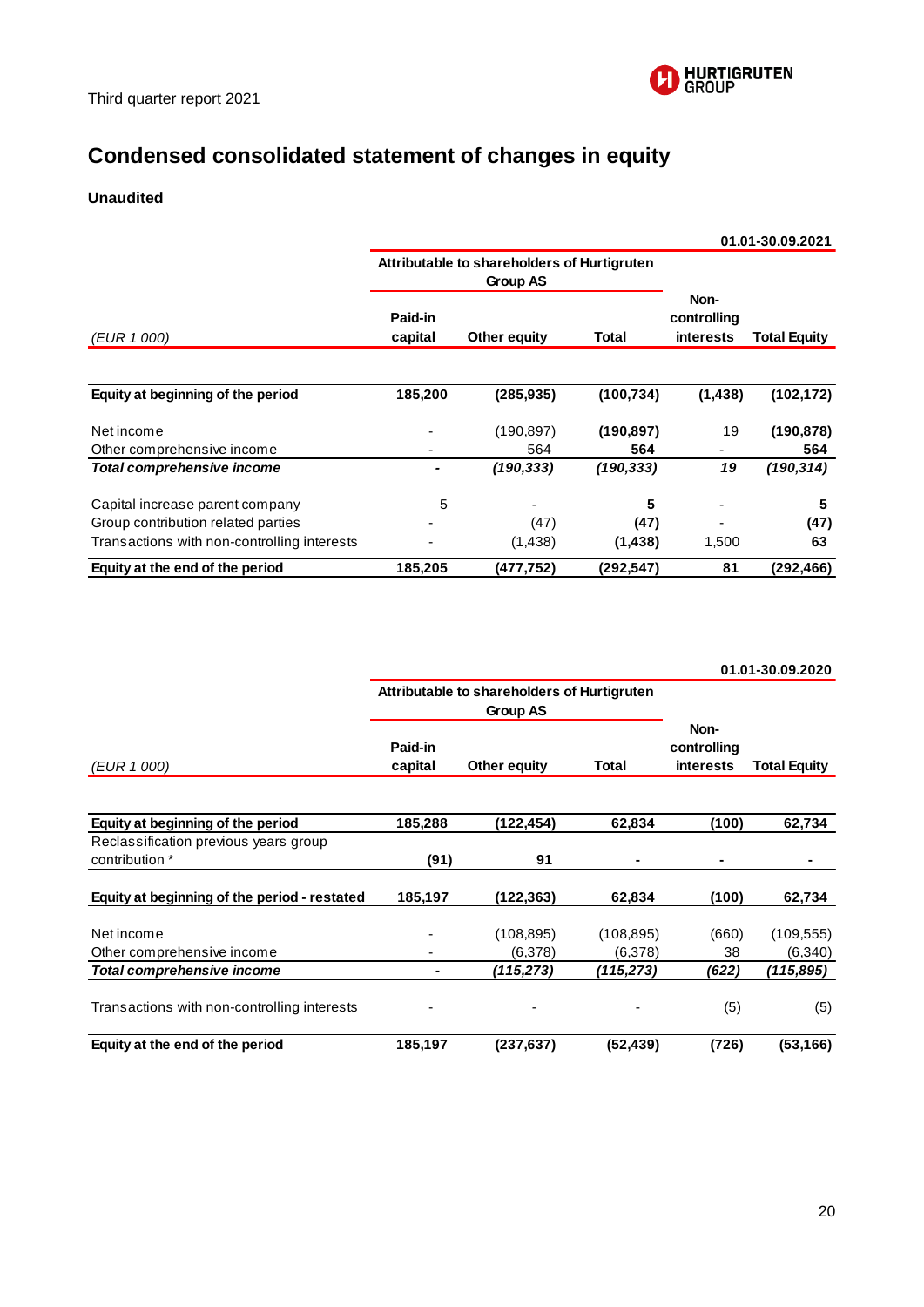# Condensed consolidated statement of changes in equity

**Unaudited**

| | | | | | 01.01-30.09.2021 |
|---|---|---|---|---|---|
| | Attributable to shareholders of Hurtigruten Group AS | | | | |
| *(EUR 1 000)* | Paid-in capital | Other equity | Total | Non-controlling interests | Total Equity |
| **Equity at beginning of the period** | **185,200** | **(285,935)** | **(100,734)** | **(1,438)** | **(102,172)** |
| Net income | - | (190,897) | **(190,897)** | 19 | **(190,878)** |
| Other comprehensive income | - | 564 | **564** | - | **564** |
| ***Total comprehensive income*** | **-** | ***(190,333)*** | ***(190,333)*** | ***19*** | ***(190,314)*** |
| Capital increase parent company | 5 | - | **5** | - | **5** |
| Group contribution related parties | - | (47) | **(47)** | - | **(47)** |
| Transactions with non-controlling interests | - | (1,438) | **(1,438)** | 1,500 | **63** |
| **Equity at the end of the period** | **185,205** | **(477,752)** | **(292,547)** | **81** | **(292,466)** |

| | | | | | 01.01-30.09.2020 |
|---|---|---|---|---|---|
| | Attributable to shareholders of Hurtigruten Group AS | | | | |
| *(EUR 1 000)* | Paid-in capital | Other equity | Total | Non-controlling interests | Total Equity |
| **Equity at beginning of the period** | **185,288** | **(122,454)** | **62,834** | **(100)** | **62,734** |
| Reclassification previous years group contribution * | **(91)** | **91** | **-** | **-** | **-** |
| **Equity at beginning of the period - restated** | **185,197** | **(122,363)** | **62,834** | **(100)** | **62,734** |
| Net income | - | (108,895) | (108,895) | (660) | (109,555) |
| Other comprehensive income | - | (6,378) | (6,378) | 38 | (6,340) |
| ***Total comprehensive income*** | **-** | ***(115,273)*** | ***(115,273)*** | ***(622)*** | ***(115,895)*** |
| Transactions with non-controlling interests | - | - | - | (5) | (5) |
| **Equity at the end of the period** | **185,197** | **(237,637)** | **(52,439)** | **(726)** | **(53,166)** |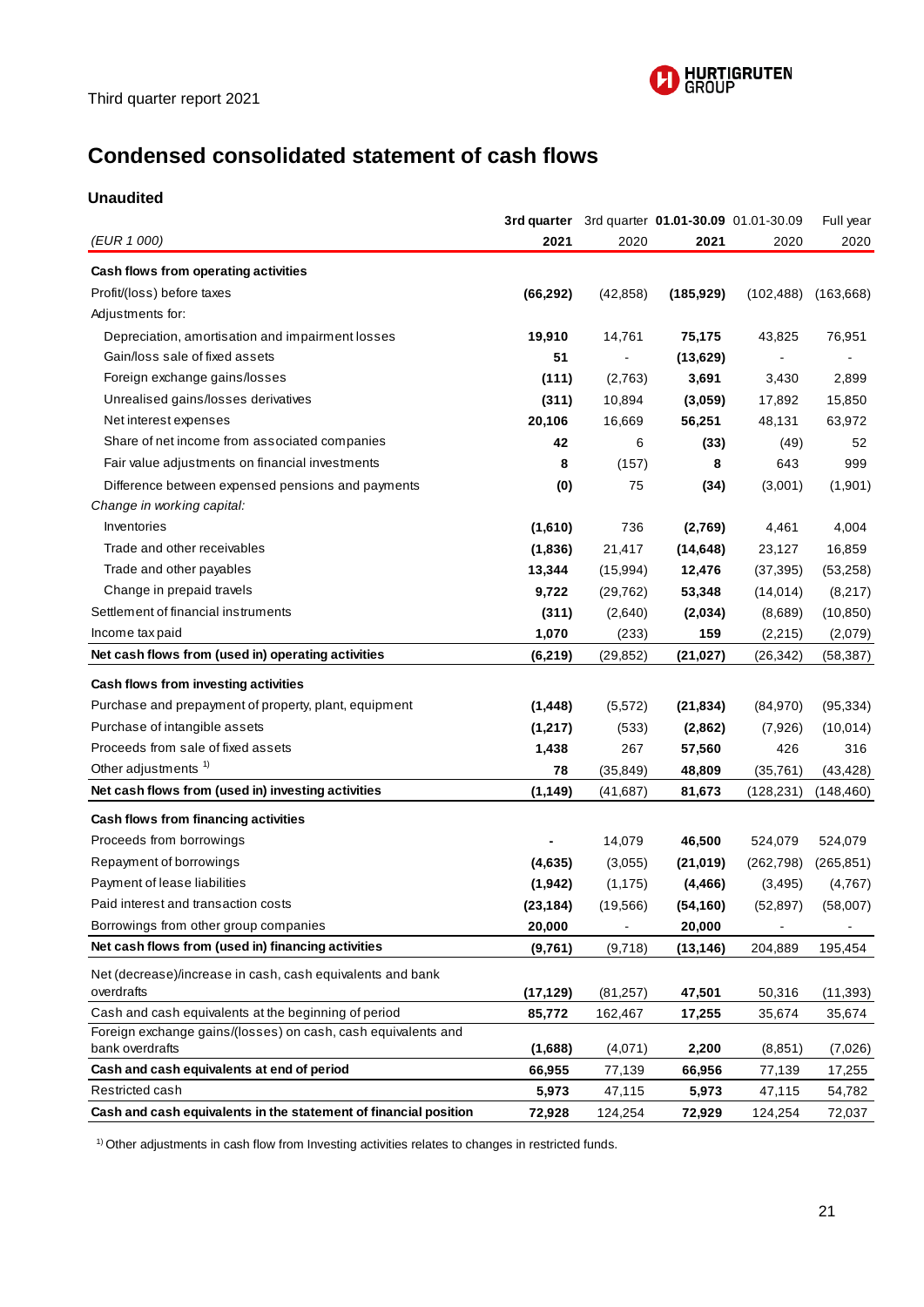Third quarter report 2021

# Condensed consolidated statement of cash flows

### Unaudited

| (EUR 1 000) | **3rd quarter 2021** | 3rd quarter 2020 | **01.01-30.09 2021** | 01.01-30.09 2020 | Full year 2020 |
|---|---|---|---|---|---|
| **Cash flows from operating activities** | | | | | |
| Profit/(loss) before taxes | **(66,292)** | (42,858) | **(185,929)** | (102,488) | (163,668) |
| Adjustments for: | | | | | |
| Depreciation, amortisation and impairment losses | **19,910** | 14,761 | **75,175** | 43,825 | 76,951 |
| Gain/loss sale of fixed assets | **51** | - | **(13,629)** | - | - |
| Foreign exchange gains/losses | **(111)** | (2,763) | **3,691** | 3,430 | 2,899 |
| Unrealised gains/losses derivatives | **(311)** | 10,894 | **(3,059)** | 17,892 | 15,850 |
| Net interest expenses | **20,106** | 16,669 | **56,251** | 48,131 | 63,972 |
| Share of net income from associated companies | **42** | 6 | **(33)** | (49) | 52 |
| Fair value adjustments on financial investments | **8** | (157) | **8** | 643 | 999 |
| Difference between expensed pensions and payments | **(0)** | 75 | **(34)** | (3,001) | (1,901) |
| *Change in working capital:* | | | | | |
| Inventories | **(1,610)** | 736 | **(2,769)** | 4,461 | 4,004 |
| Trade and other receivables | **(1,836)** | 21,417 | **(14,648)** | 23,127 | 16,859 |
| Trade and other payables | **13,344** | (15,994) | **12,476** | (37,395) | (53,258) |
| Change in prepaid travels | **9,722** | (29,762) | **53,348** | (14,014) | (8,217) |
| Settlement of financial instruments | **(311)** | (2,640) | **(2,034)** | (8,689) | (10,850) |
| Income tax paid | **1,070** | (233) | **159** | (2,215) | (2,079) |
| **Net cash flows from (used in) operating activities** | **(6,219)** | (29,852) | **(21,027)** | (26,342) | (58,387) |
| **Cash flows from investing activities** | | | | | |
| Purchase and prepayment of property, plant, equipment | **(1,448)** | (5,572) | **(21,834)** | (84,970) | (95,334) |
| Purchase of intangible assets | **(1,217)** | (533) | **(2,862)** | (7,926) | (10,014) |
| Proceeds from sale of fixed assets | **1,438** | 267 | **57,560** | 426 | 316 |
| Other adjustments [1] | **78** | (35,849) | **48,809** | (35,761) | (43,428) |
| **Net cash flows from (used in) investing activities** | **(1,149)** | (41,687) | **81,673** | (128,231) | (148,460) |
| **Cash flows from financing activities** | | | | | |
| Proceeds from borrowings | **-** | 14,079 | **46,500** | 524,079 | 524,079 |
| Repayment of borrowings | **(4,635)** | (3,055) | **(21,019)** | (262,798) | (265,851) |
| Payment of lease liabilities | **(1,942)** | (1,175) | **(4,466)** | (3,495) | (4,767) |
| Paid interest and transaction costs | **(23,184)** | (19,566) | **(54,160)** | (52,897) | (58,007) |
| Borrowings from other group companies | **20,000** | - | **20,000** | - | - |
| **Net cash flows from (used in) financing activities** | **(9,761)** | (9,718) | **(13,146)** | 204,889 | 195,454 |
| Net (decrease)/increase in cash, cash equivalents and bank overdrafts | **(17,129)** | (81,257) | **47,501** | 50,316 | (11,393) |
| Cash and cash equivalents at the beginning of period | **85,772** | 162,467 | **17,255** | 35,674 | 35,674 |
| Foreign exchange gains/(losses) on cash, cash equivalents and bank overdrafts | **(1,688)** | (4,071) | **2,200** | (8,851) | (7,026) |
| **Cash and cash equivalents at end of period** | **66,955** | 77,139 | **66,956** | 77,139 | 17,255 |
| Restricted cash | **5,973** | 47,115 | **5,973** | 47,115 | 54,782 |
| **Cash and cash equivalents in the statement of financial position** | **72,928** | 124,254 | **72,929** | 124,254 | 72,037 |

[1] Other adjustments in cash flow from Investing activities relates to changes in restricted funds.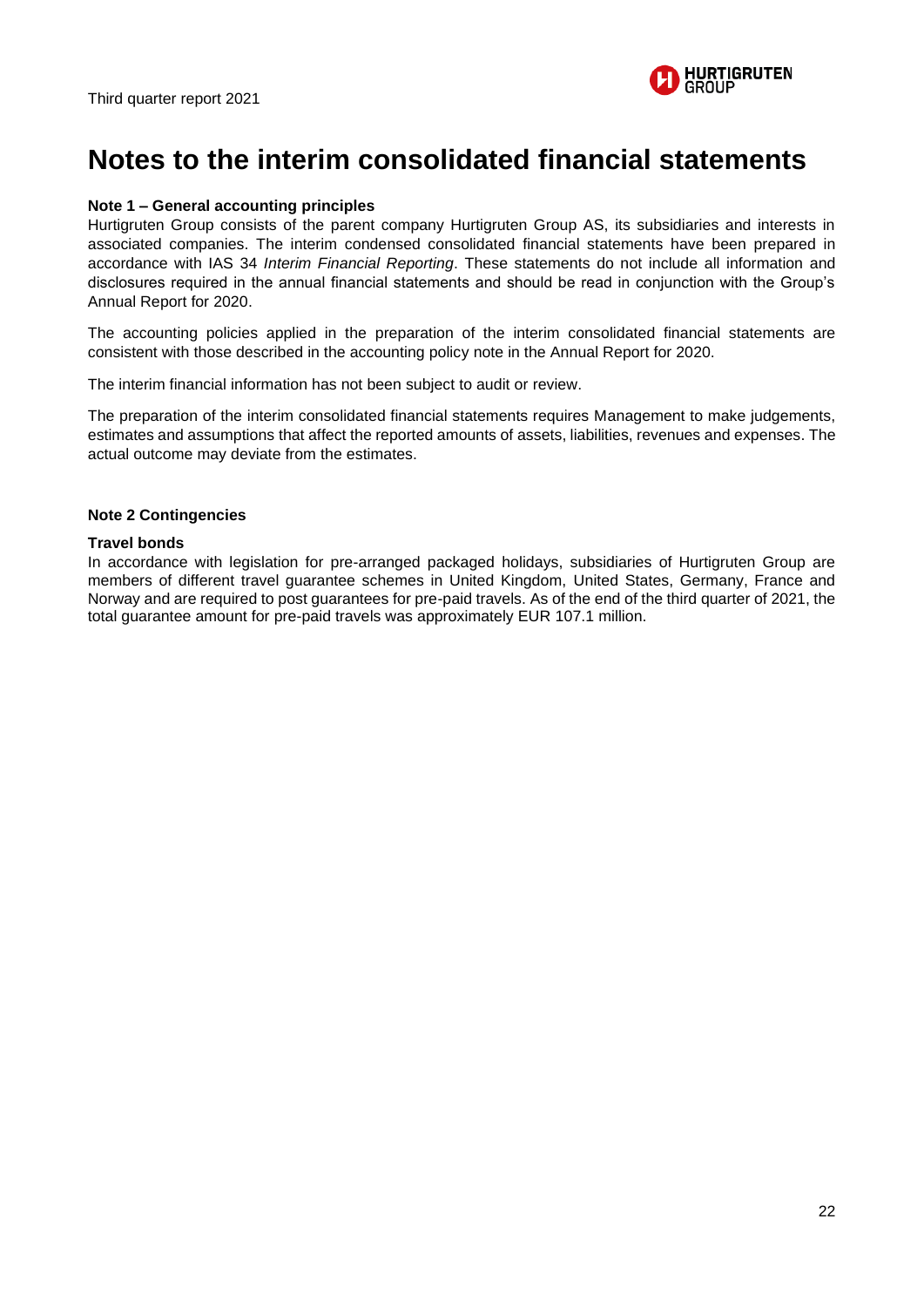# Notes to the interim consolidated financial statements

**Note 1 – General accounting principles**

Hurtigruten Group consists of the parent company Hurtigruten Group AS, its subsidiaries and interests in associated companies. The interim condensed consolidated financial statements have been prepared in accordance with IAS 34 *Interim Financial Reporting*. These statements do not include all information and disclosures required in the annual financial statements and should be read in conjunction with the Group's Annual Report for 2020.

The accounting policies applied in the preparation of the interim consolidated financial statements are consistent with those described in the accounting policy note in the Annual Report for 2020.

The interim financial information has not been subject to audit or review.

The preparation of the interim consolidated financial statements requires Management to make judgements, estimates and assumptions that affect the reported amounts of assets, liabilities, revenues and expenses. The actual outcome may deviate from the estimates.

**Note 2 Contingencies**

**Travel bonds**

In accordance with legislation for pre-arranged packaged holidays, subsidiaries of Hurtigruten Group are members of different travel guarantee schemes in United Kingdom, United States, Germany, France and Norway and are required to post guarantees for pre-paid travels. As of the end of the third quarter of 2021, the total guarantee amount for pre-paid travels was approximately EUR 107.1 million.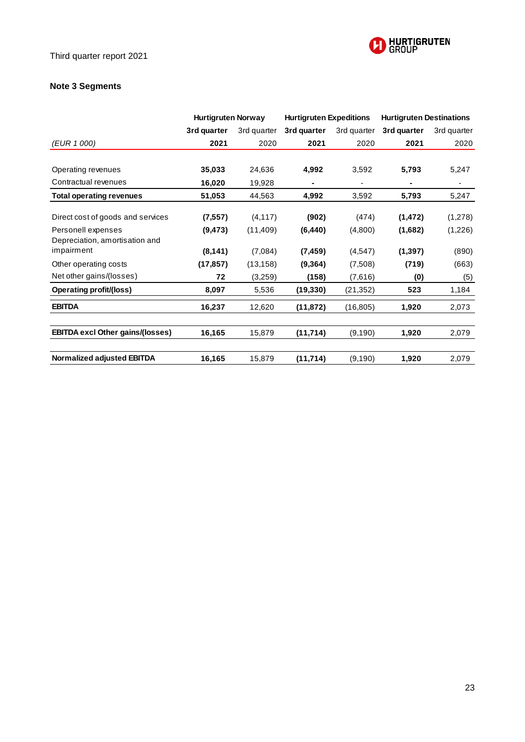## Note 3 Segments

| | Hurtigruten Norway | | Hurtigruten Expeditions | | Hurtigruten Destinations | |
|---|---|---|---|---|---|---|
| | **3rd quarter** | 3rd quarter | **3rd quarter** | 3rd quarter | **3rd quarter** | 3rd quarter |
| *(EUR 1 000)* | **2021** | 2020 | **2021** | 2020 | **2021** | 2020 |
| Operating revenues | **35,033** | 24,636 | **4,992** | 3,592 | **5,793** | 5,247 |
| Contractual revenues | **16,020** | 19,928 | **-** | - | **-** | - |
| **Total operating revenues** | **51,053** | 44,563 | **4,992** | 3,592 | **5,793** | 5,247 |
| Direct cost of goods and services | **(7,557)** | (4,117) | **(902)** | (474) | **(1,472)** | (1,278) |
| Personell expenses | **(9,473)** | (11,409) | **(6,440)** | (4,800) | **(1,682)** | (1,226) |
| Depreciation, amortisation and impairment | **(8,141)** | (7,084) | **(7,459)** | (4,547) | **(1,397)** | (890) |
| Other operating costs | **(17,857)** | (13,158) | **(9,364)** | (7,508) | **(719)** | (663) |
| Net other gains/(losses) | **72** | (3,259) | **(158)** | (7,616) | **(0)** | (5) |
| **Operating profit/(loss)** | **8,097** | 5,536 | **(19,330)** | (21,352) | **523** | 1,184 |
| **EBITDA** | **16,237** | 12,620 | **(11,872)** | (16,805) | **1,920** | 2,073 |
| **EBITDA excl Other gains/(losses)** | **16,165** | 15,879 | **(11,714)** | (9,190) | **1,920** | 2,079 |
| **Normalized adjusted EBITDA** | **16,165** | 15,879 | **(11,714)** | (9,190) | **1,920** | 2,079 |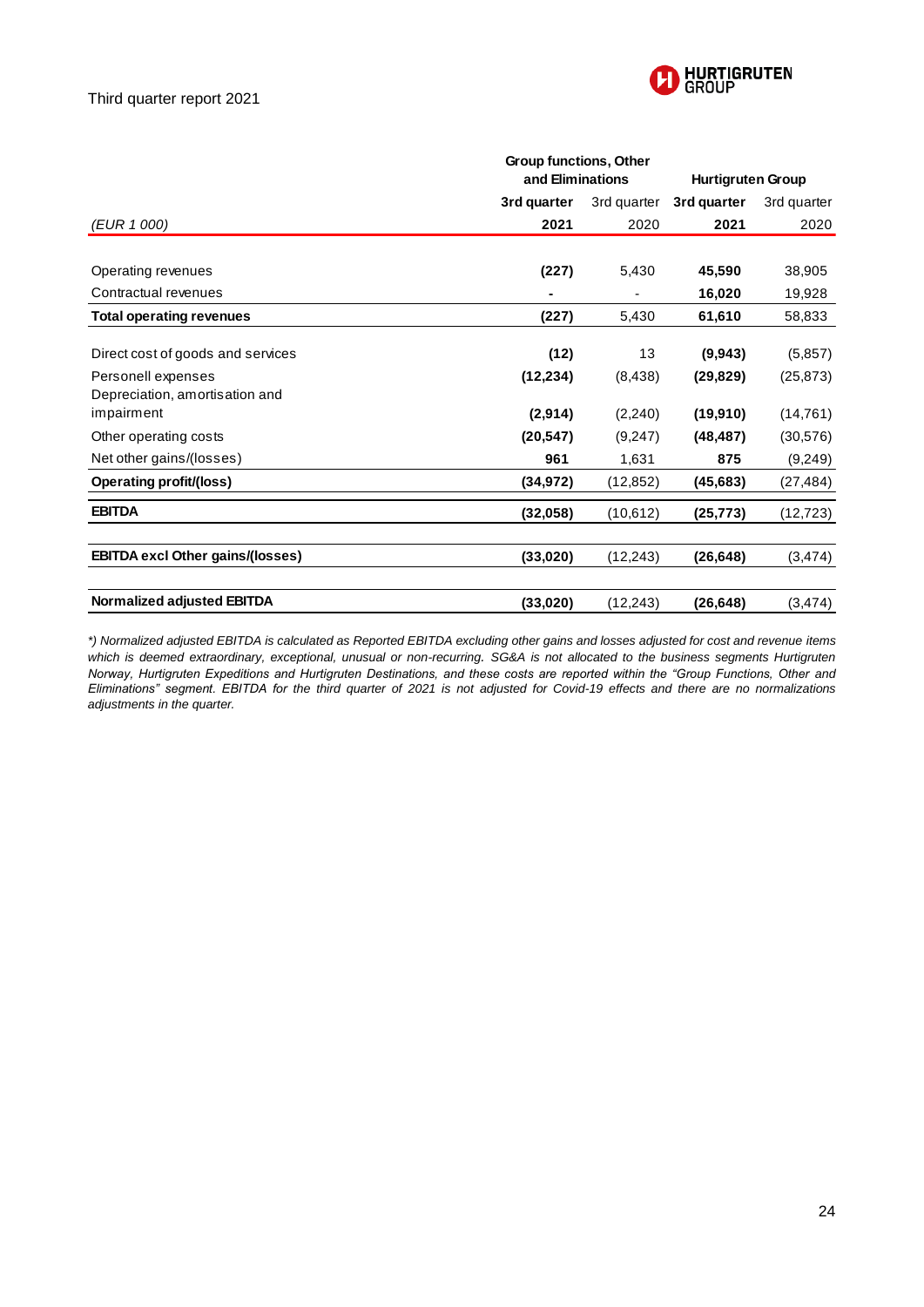| | Group functions, Other and Eliminations | | Hurtigruten Group | |
|---|---|---|---|---|
| | **3rd quarter** | 3rd quarter | **3rd quarter** | 3rd quarter |
| *(EUR 1 000)* | **2021** | 2020 | **2021** | 2020 |
| Operating revenues | **(227)** | 5,430 | **45,590** | 38,905 |
| Contractual revenues | **-** | - | **16,020** | 19,928 |
| **Total operating revenues** | **(227)** | 5,430 | **61,610** | 58,833 |
| Direct cost of goods and services | **(12)** | 13 | **(9,943)** | (5,857) |
| Personell expenses | **(12,234)** | (8,438) | **(29,829)** | (25,873) |
| Depreciation, amortisation and impairment | **(2,914)** | (2,240) | **(19,910)** | (14,761) |
| Other operating costs | **(20,547)** | (9,247) | **(48,487)** | (30,576) |
| Net other gains/(losses) | **961** | 1,631 | **875** | (9,249) |
| **Operating profit/(loss)** | **(34,972)** | (12,852) | **(45,683)** | (27,484) |
| **EBITDA** | **(32,058)** | (10,612) | **(25,773)** | (12,723) |
| **EBITDA excl Other gains/(losses)** | **(33,020)** | (12,243) | **(26,648)** | (3,474) |
| **Normalized adjusted EBITDA** | **(33,020)** | (12,243) | **(26,648)** | (3,474) |

*\*) Normalized adjusted EBITDA is calculated as Reported EBITDA excluding other gains and losses adjusted for cost and revenue items which is deemed extraordinary, exceptional, unusual or non-recurring. SG&A is not allocated to the business segments Hurtigruten Norway, Hurtigruten Expeditions and Hurtigruten Destinations, and these costs are reported within the "Group Functions, Other and Eliminations" segment. EBITDA for the third quarter of 2021 is not adjusted for Covid-19 effects and there are no normalizations adjustments in the quarter.*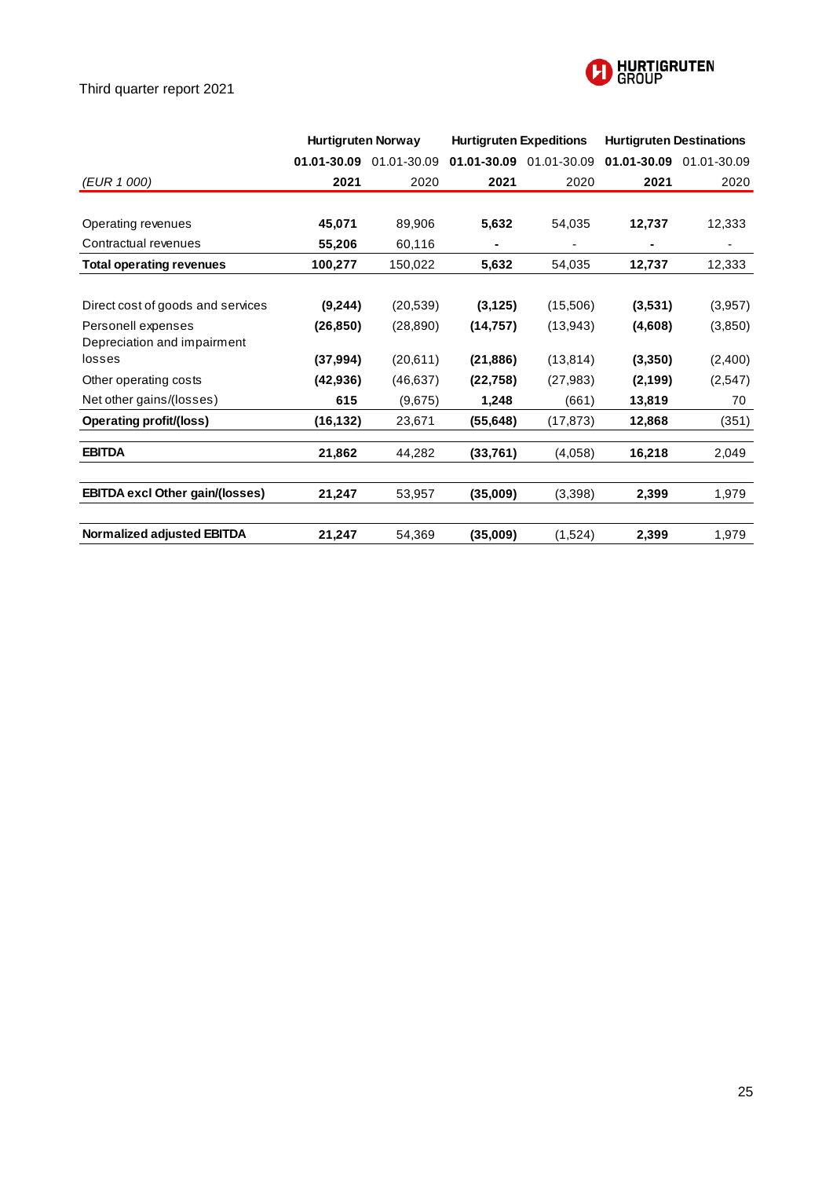| | Hurtigruten Norway | | Hurtigruten Expeditions | | Hurtigruten Destinations | |
|---|---|---|---|---|---|---|
| | **01.01-30.09** | 01.01-30.09 | **01.01-30.09** | 01.01-30.09 | **01.01-30.09** | 01.01-30.09 |
| *(EUR 1 000)* | **2021** | 2020 | **2021** | 2020 | **2021** | 2020 |
| Operating revenues | **45,071** | 89,906 | **5,632** | 54,035 | **12,737** | 12,333 |
| Contractual revenues | **55,206** | 60,116 | **-** | - | **-** | - |
| **Total operating revenues** | **100,277** | 150,022 | **5,632** | 54,035 | **12,737** | 12,333 |
| Direct cost of goods and services | **(9,244)** | (20,539) | **(3,125)** | (15,506) | **(3,531)** | (3,957) |
| Personell expenses | **(26,850)** | (28,890) | **(14,757)** | (13,943) | **(4,608)** | (3,850) |
| Depreciation and impairment losses | **(37,994)** | (20,611) | **(21,886)** | (13,814) | **(3,350)** | (2,400) |
| Other operating costs | **(42,936)** | (46,637) | **(22,758)** | (27,983) | **(2,199)** | (2,547) |
| Net other gains/(losses) | **615** | (9,675) | **1,248** | (661) | **13,819** | 70 |
| **Operating profit/(loss)** | **(16,132)** | 23,671 | **(55,648)** | (17,873) | **12,868** | (351) |
| **EBITDA** | **21,862** | 44,282 | **(33,761)** | (4,058) | **16,218** | 2,049 |
| **EBITDA excl Other gain/(losses)** | **21,247** | 53,957 | **(35,009)** | (3,398) | **2,399** | 1,979 |
| **Normalized adjusted EBITDA** | **21,247** | 54,369 | **(35,009)** | (1,524) | **2,399** | 1,979 |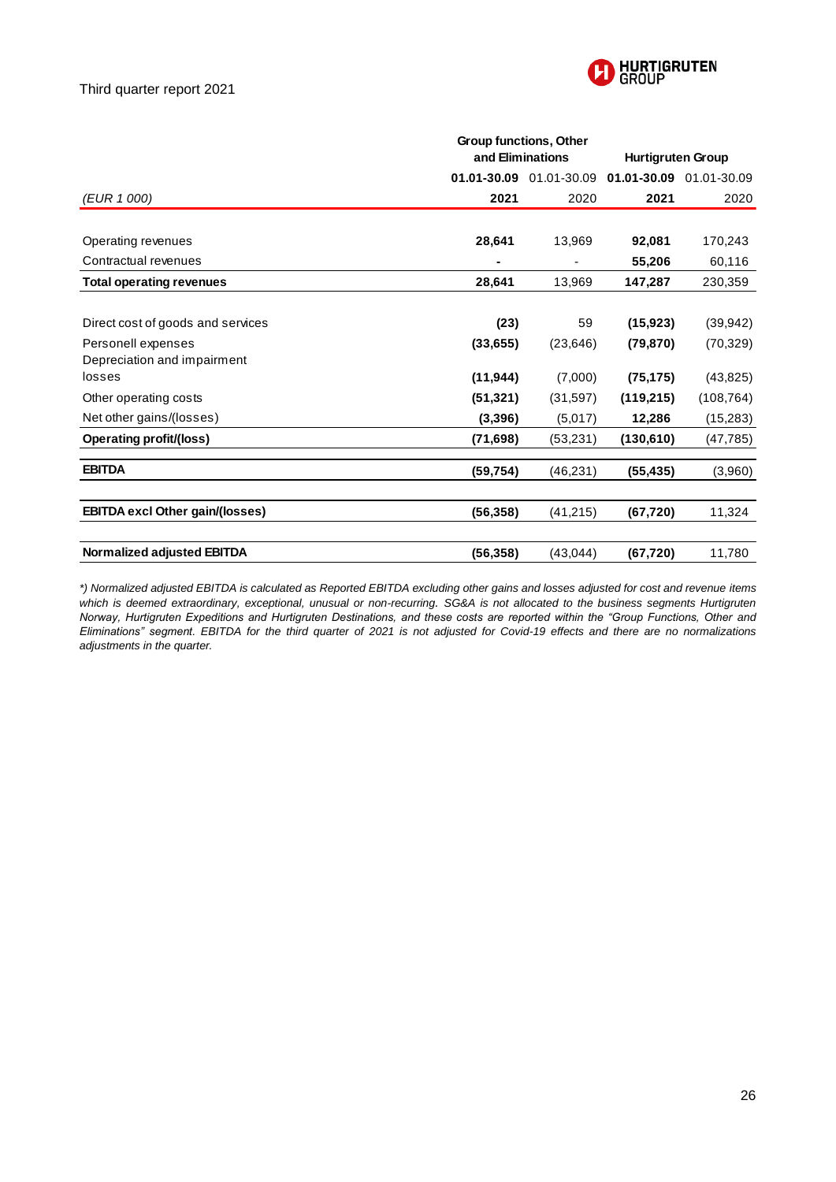| (EUR 1 000) | Group functions, Other and Eliminations | | Hurtigruten Group | |
|---|---|---|---|---|
| | **01.01-30.09** | 01.01-30.09 | **01.01-30.09** | 01.01-30.09 |
| | **2021** | 2020 | **2021** | 2020 |
| Operating revenues | **28,641** | 13,969 | **92,081** | 170,243 |
| Contractual revenues | **-** | - | **55,206** | 60,116 |
| **Total operating revenues** | **28,641** | 13,969 | **147,287** | 230,359 |
| Direct cost of goods and services | **(23)** | 59 | **(15,923)** | (39,942) |
| Personell expenses | **(33,655)** | (23,646) | **(79,870)** | (70,329) |
| Depreciation and impairment losses | **(11,944)** | (7,000) | **(75,175)** | (43,825) |
| Other operating costs | **(51,321)** | (31,597) | **(119,215)** | (108,764) |
| Net other gains/(losses) | **(3,396)** | (5,017) | **12,286** | (15,283) |
| **Operating profit/(loss)** | **(71,698)** | (53,231) | **(130,610)** | (47,785) |
| **EBITDA** | **(59,754)** | (46,231) | **(55,435)** | (3,960) |
| **EBITDA excl Other gain/(losses)** | **(56,358)** | (41,215) | **(67,720)** | 11,324 |
| **Normalized adjusted EBITDA** | **(56,358)** | (43,044) | **(67,720)** | 11,780 |

*\*) Normalized adjusted EBITDA is calculated as Reported EBITDA excluding other gains and losses adjusted for cost and revenue items which is deemed extraordinary, exceptional, unusual or non-recurring. SG&A is not allocated to the business segments Hurtigruten Norway, Hurtigruten Expeditions and Hurtigruten Destinations, and these costs are reported within the "Group Functions, Other and Eliminations" segment. EBITDA for the third quarter of 2021 is not adjusted for Covid-19 effects and there are no normalizations adjustments in the quarter.*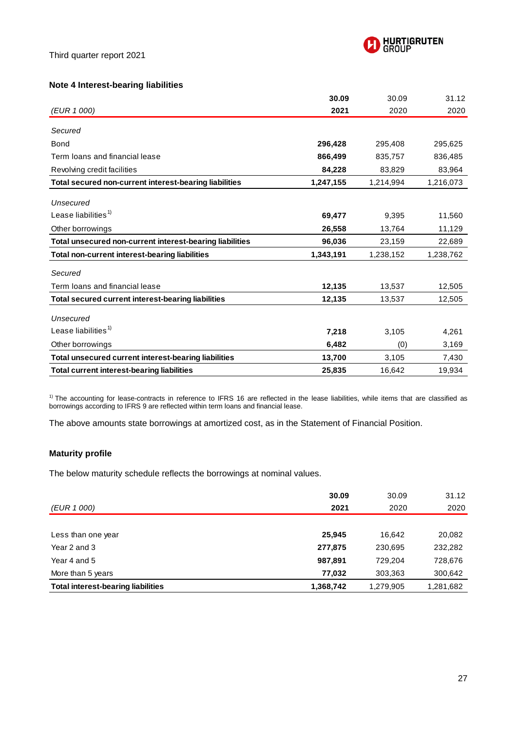### Note 4 Interest-bearing liabilities

| (EUR 1 000) | **30.09 2021** | 30.09 2020 | 31.12 2020 |
|---|---|---|---|
| *Secured* | | | |
| Bond | **296,428** | 295,408 | 295,625 |
| Term loans and financial lease | **866,499** | 835,757 | 836,485 |
| Revolving credit facilities | **84,228** | 83,829 | 83,964 |
| **Total secured non-current interest-bearing liabilities** | **1,247,155** | 1,214,994 | 1,216,073 |
| *Unsecured* | | | |
| Lease liabilities [1] | **69,477** | 9,395 | 11,560 |
| Other borrowings | **26,558** | 13,764 | 11,129 |
| **Total unsecured non-current interest-bearing liabilities** | **96,036** | 23,159 | 22,689 |
| **Total non-current interest-bearing liabilities** | **1,343,191** | 1,238,152 | 1,238,762 |
| *Secured* | | | |
| Term loans and financial lease | **12,135** | 13,537 | 12,505 |
| **Total secured current interest-bearing liabilities** | **12,135** | 13,537 | 12,505 |
| *Unsecured* | | | |
| Lease liabilities [1] | **7,218** | 3,105 | 4,261 |
| Other borrowings | **6,482** | (0) | 3,169 |
| **Total unsecured current interest-bearing liabilities** | **13,700** | 3,105 | 7,430 |
| **Total current interest-bearing liabilities** | **25,835** | 16,642 | 19,934 |

[1] The accounting for lease-contracts in reference to IFRS 16 are reflected in the lease liabilities, while items that are classified as borrowings according to IFRS 9 are reflected within term loans and financial lease.

The above amounts state borrowings at amortized cost, as in the Statement of Financial Position.

### Maturity profile

The below maturity schedule reflects the borrowings at nominal values.

| (EUR 1 000) | **30.09 2021** | 30.09 2020 | 31.12 2020 |
|---|---|---|---|
| Less than one year | **25,945** | 16,642 | 20,082 |
| Year 2 and 3 | **277,875** | 230,695 | 232,282 |
| Year 4 and 5 | **987,891** | 729,204 | 728,676 |
| More than 5 years | **77,032** | 303,363 | 300,642 |
| **Total interest-bearing liabilities** | **1,368,742** | 1,279,905 | 1,281,682 |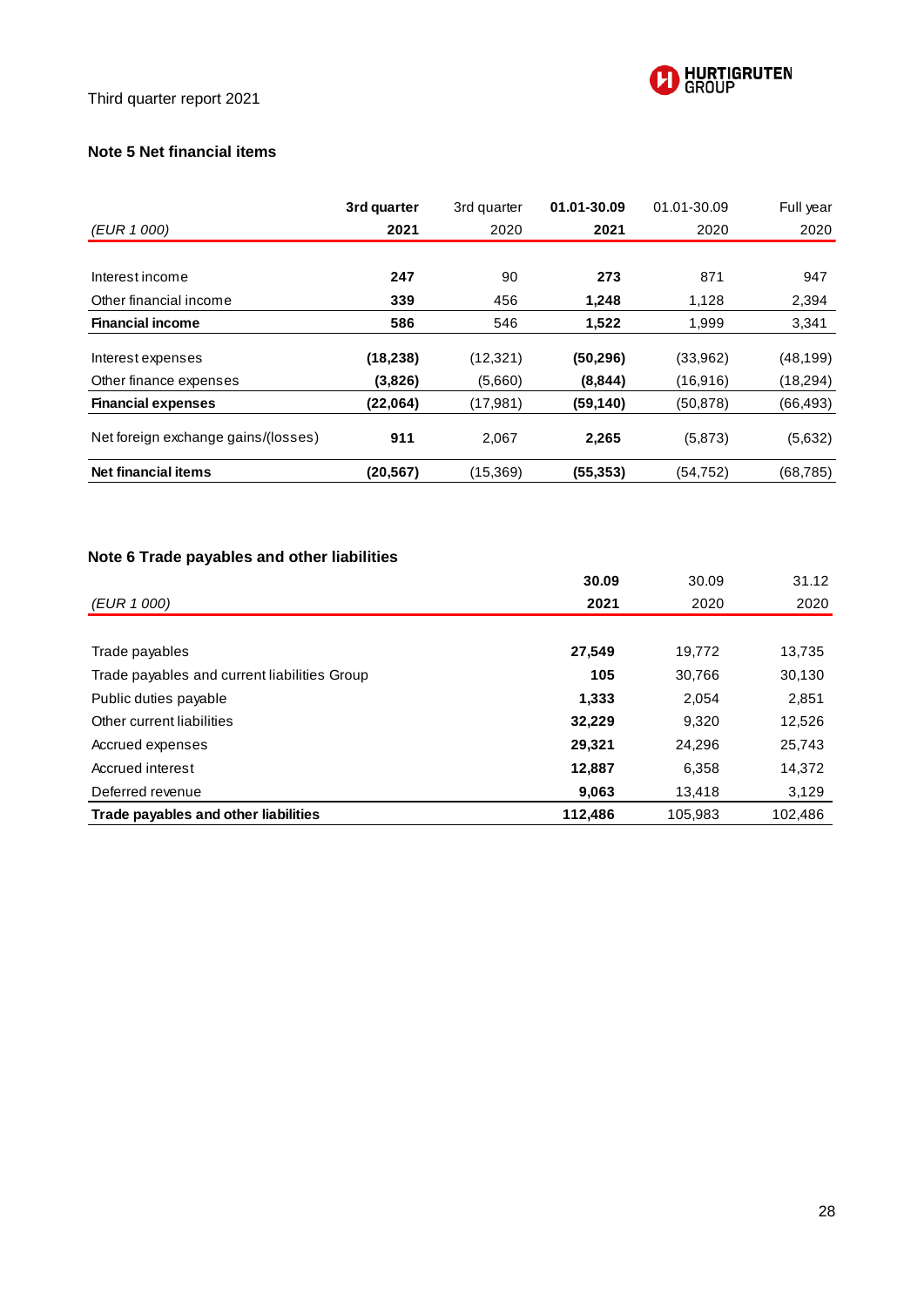## Note 5 Net financial items

| *(EUR 1 000)* | **3rd quarter 2021** | 3rd quarter 2020 | **01.01-30.09 2021** | 01.01-30.09 2020 | Full year 2020 |
|---|---|---|---|---|---|
| Interest income | **247** | 90 | **273** | 871 | 947 |
| Other financial income | **339** | 456 | **1,248** | 1,128 | 2,394 |
| **Financial income** | **586** | 546 | **1,522** | 1,999 | 3,341 |
| Interest expenses | **(18,238)** | (12,321) | **(50,296)** | (33,962) | (48,199) |
| Other finance expenses | **(3,826)** | (5,660) | **(8,844)** | (16,916) | (18,294) |
| **Financial expenses** | **(22,064)** | (17,981) | **(59,140)** | (50,878) | (66,493) |
| Net foreign exchange gains/(losses) | **911** | 2,067 | **2,265** | (5,873) | (5,632) |
| **Net financial items** | **(20,567)** | (15,369) | **(55,353)** | (54,752) | (68,785) |

## Note 6 Trade payables and other liabilities

| *(EUR 1 000)* | **30.09 2021** | 30.09 2020 | 31.12 2020 |
|---|---|---|---|
| Trade payables | **27,549** | 19,772 | 13,735 |
| Trade payables and current liabilities Group | **105** | 30,766 | 30,130 |
| Public duties payable | **1,333** | 2,054 | 2,851 |
| Other current liabilities | **32,229** | 9,320 | 12,526 |
| Accrued expenses | **29,321** | 24,296 | 25,743 |
| Accrued interest | **12,887** | 6,358 | 14,372 |
| Deferred revenue | **9,063** | 13,418 | 3,129 |
| **Trade payables and other liabilities** | **112,486** | 105,983 | 102,486 |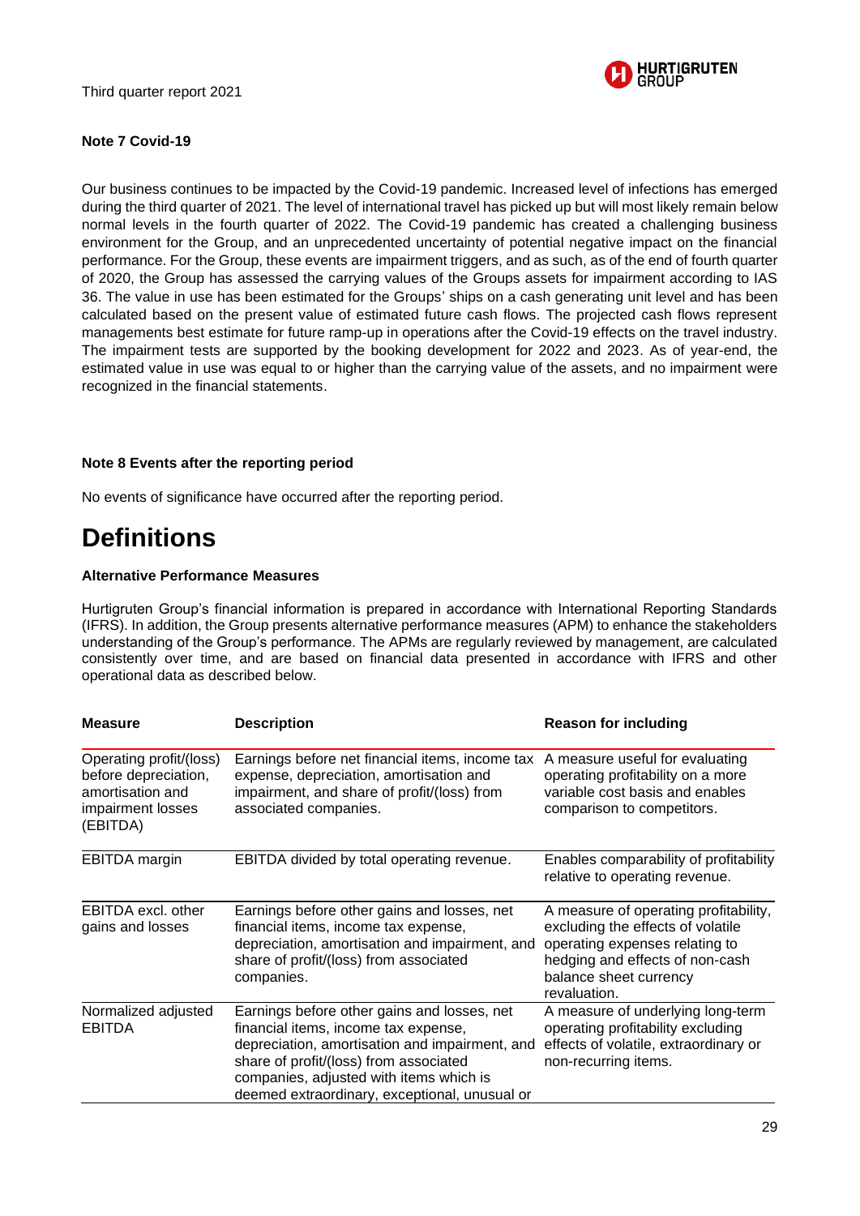### Note 7 Covid-19

Our business continues to be impacted by the Covid-19 pandemic. Increased level of infections has emerged during the third quarter of 2021. The level of international travel has picked up but will most likely remain below normal levels in the fourth quarter of 2022. The Covid-19 pandemic has created a challenging business environment for the Group, and an unprecedented uncertainty of potential negative impact on the financial performance. For the Group, these events are impairment triggers, and as such, as of the end of fourth quarter of 2020, the Group has assessed the carrying values of the Groups assets for impairment according to IAS 36. The value in use has been estimated for the Groups' ships on a cash generating unit level and has been calculated based on the present value of estimated future cash flows. The projected cash flows represent managements best estimate for future ramp-up in operations after the Covid-19 effects on the travel industry. The impairment tests are supported by the booking development for 2022 and 2023. As of year-end, the estimated value in use was equal to or higher than the carrying value of the assets, and no impairment were recognized in the financial statements.

### Note 8 Events after the reporting period

No events of significance have occurred after the reporting period.

# Definitions

### Alternative Performance Measures

Hurtigruten Group's financial information is prepared in accordance with International Reporting Standards (IFRS). In addition, the Group presents alternative performance measures (APM) to enhance the stakeholders understanding of the Group's performance. The APMs are regularly reviewed by management, are calculated consistently over time, and are based on financial data presented in accordance with IFRS and other operational data as described below.

| Measure | Description | Reason for including |
|---|---|---|
| Operating profit/(loss) before depreciation, amortisation and impairment losses (EBITDA) | Earnings before net financial items, income tax expense, depreciation, amortisation and impairment, and share of profit/(loss) from associated companies. | A measure useful for evaluating operating profitability on a more variable cost basis and enables comparison to competitors. |
| EBITDA margin | EBITDA divided by total operating revenue. | Enables comparability of profitability relative to operating revenue. |
| EBITDA excl. other gains and losses | Earnings before other gains and losses, net financial items, income tax expense, depreciation, amortisation and impairment, and share of profit/(loss) from associated companies. | A measure of operating profitability, excluding the effects of volatile operating expenses relating to hedging and effects of non-cash balance sheet currency revaluation. |
| Normalized adjusted EBITDA | Earnings before other gains and losses, net financial items, income tax expense, depreciation, amortisation and impairment, and share of profit/(loss) from associated companies, adjusted with items which is deemed extraordinary, exceptional, unusual or | A measure of underlying long-term operating profitability excluding effects of volatile, extraordinary or non-recurring items. |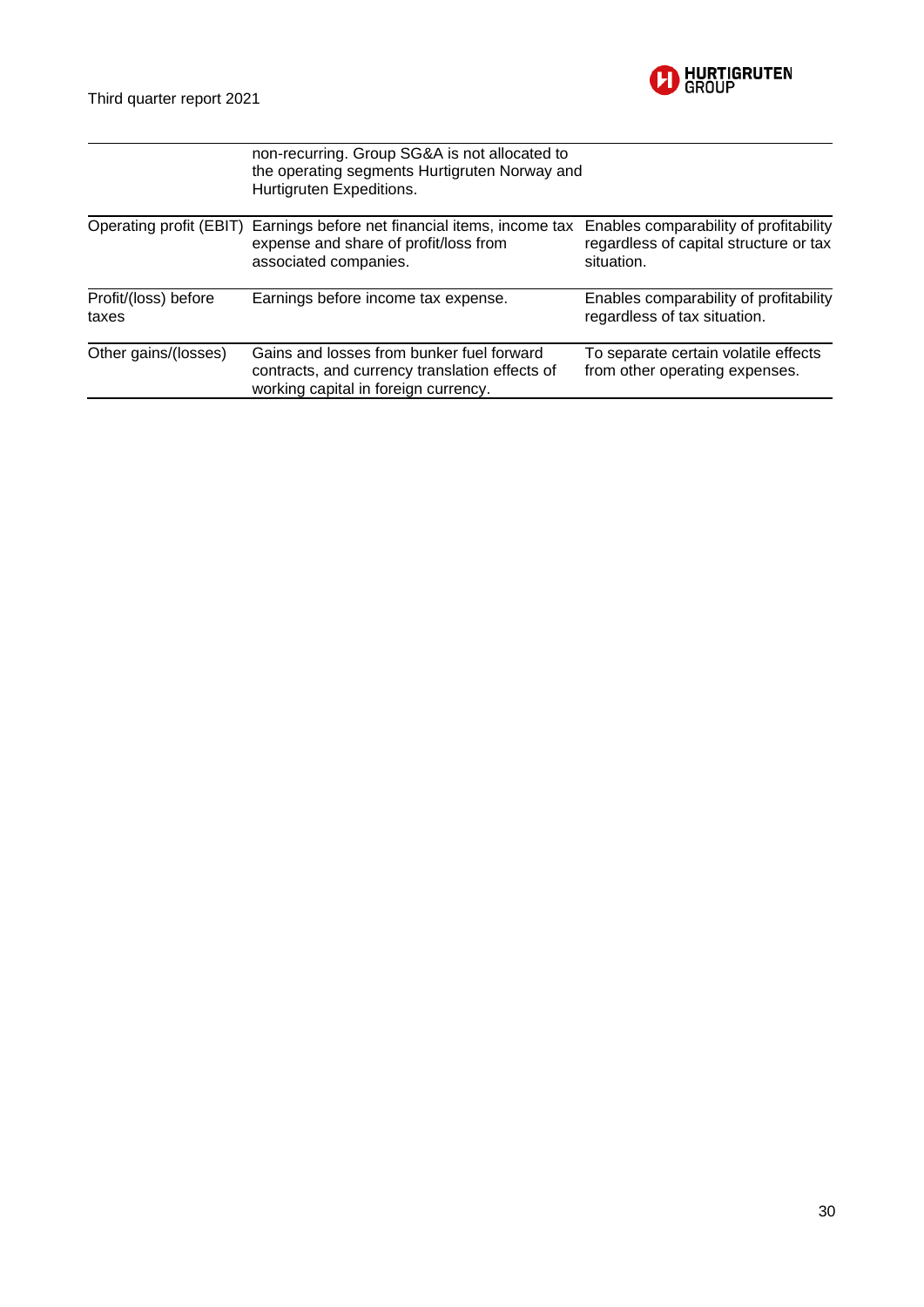| | | |
|---|---|---|
| | non-recurring. Group SG&A is not allocated to the operating segments Hurtigruten Norway and Hurtigruten Expeditions. | |
| Operating profit (EBIT) | Earnings before net financial items, income tax expense and share of profit/loss from associated companies. | Enables comparability of profitability regardless of capital structure or tax situation. |
| Profit/(loss) before taxes | Earnings before income tax expense. | Enables comparability of profitability regardless of tax situation. |
| Other gains/(losses) | Gains and losses from bunker fuel forward contracts, and currency translation effects of working capital in foreign currency. | To separate certain volatile effects from other operating expenses. |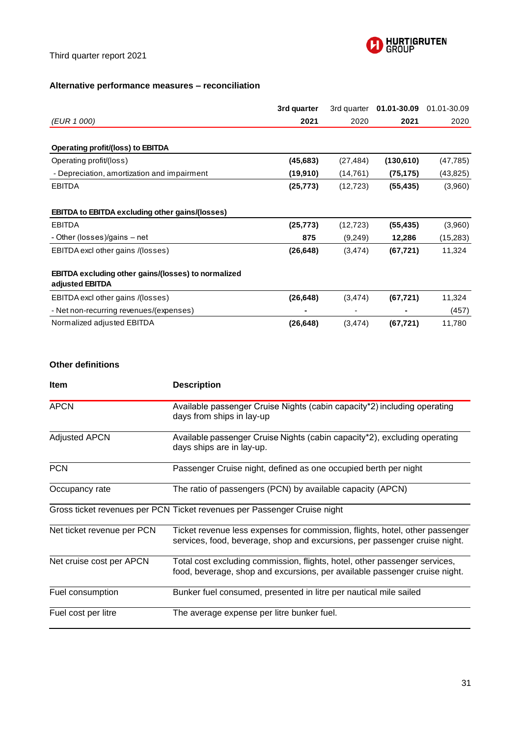## Alternative performance measures – reconciliation

| *(EUR 1 000)* | **3rd quarter 2021** | 3rd quarter 2020 | **01.01-30.09 2021** | 01.01-30.09 2020 |
|---|---|---|---|---|
| **Operating profit/(loss) to EBITDA** | | | | |
| Operating profit/(loss) | **(45,683)** | (27,484) | **(130,610)** | (47,785) |
| - Depreciation, amortization and impairment | **(19,910)** | (14,761) | **(75,175)** | (43,825) |
| EBITDA | **(25,773)** | (12,723) | **(55,435)** | (3,960) |
| **EBITDA to EBITDA excluding other gains/(losses)** | | | | |
| EBITDA | **(25,773)** | (12,723) | **(55,435)** | (3,960) |
| - Other (losses)/gains – net | **875** | (9,249) | **12,286** | (15,283) |
| EBITDA excl other gains /(losses) | **(26,648)** | (3,474) | **(67,721)** | 11,324 |
| **EBITDA excluding other gains/(losses) to normalized adjusted EBITDA** | | | | |
| EBITDA excl other gains /(losses) | **(26,648)** | (3,474) | **(67,721)** | 11,324 |
| - Net non-recurring revenues/(expenses) | **-** | - | **-** | (457) |
| Normalized adjusted EBITDA | **(26,648)** | (3,474) | **(67,721)** | 11,780 |

## Other definitions

| Item | Description |
|---|---|
| APCN | Available passenger Cruise Nights (cabin capacity*2) including operating days from ships in lay-up |
| Adjusted APCN | Available passenger Cruise Nights (cabin capacity*2), excluding operating days ships are in lay-up. |
| PCN | Passenger Cruise night, defined as one occupied berth per night |
| Occupancy rate | The ratio of passengers (PCN) by available capacity (APCN) |
| Gross ticket revenues per PCN | Ticket revenues per Passenger Cruise night |
| Net ticket revenue per PCN | Ticket revenue less expenses for commission, flights, hotel, other passenger services, food, beverage, shop and excursions, per passenger cruise night. |
| Net cruise cost per APCN | Total cost excluding commission, flights, hotel, other passenger services, food, beverage, shop and excursions, per available passenger cruise night. |
| Fuel consumption | Bunker fuel consumed, presented in litre per nautical mile sailed |
| Fuel cost per litre | The average expense per litre bunker fuel. |